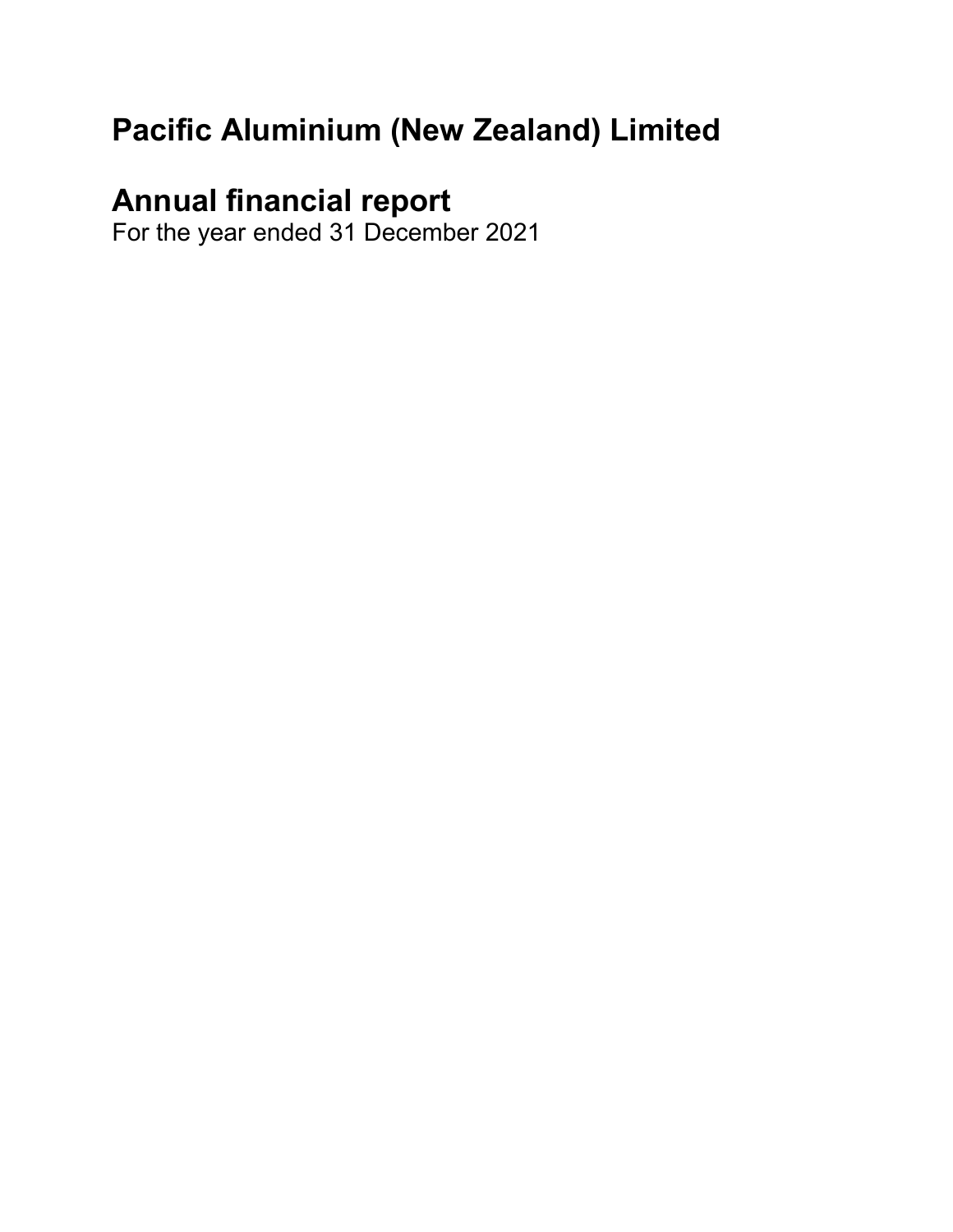# Pacific Aluminium (New Zealand) Limited

## Annual financial report

For the year ended 31 December 2021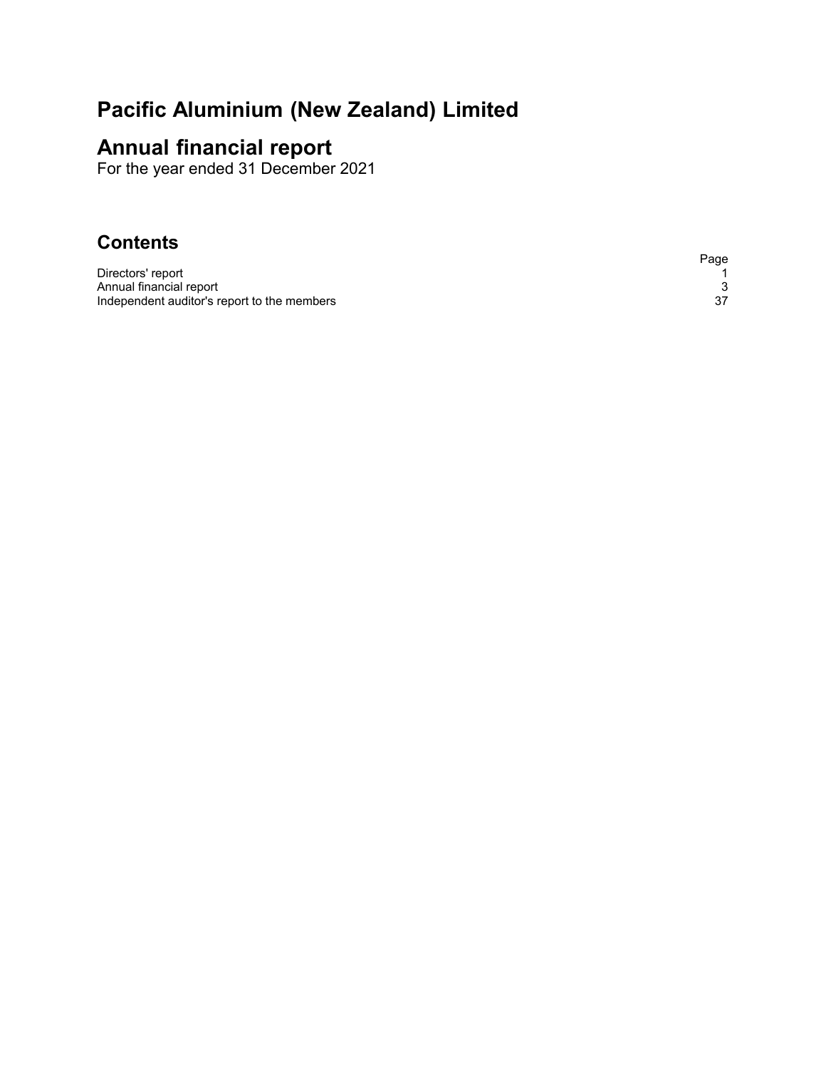# Pacific Aluminium (New Zealand) Limited

# Annual financial report

For the year ended 31 December 2021

## Contents

| | Page |
|---|---|
| Directors' report | 1 |
| Annual financial report | 3 |
| Independent auditor's report to the members | 37 |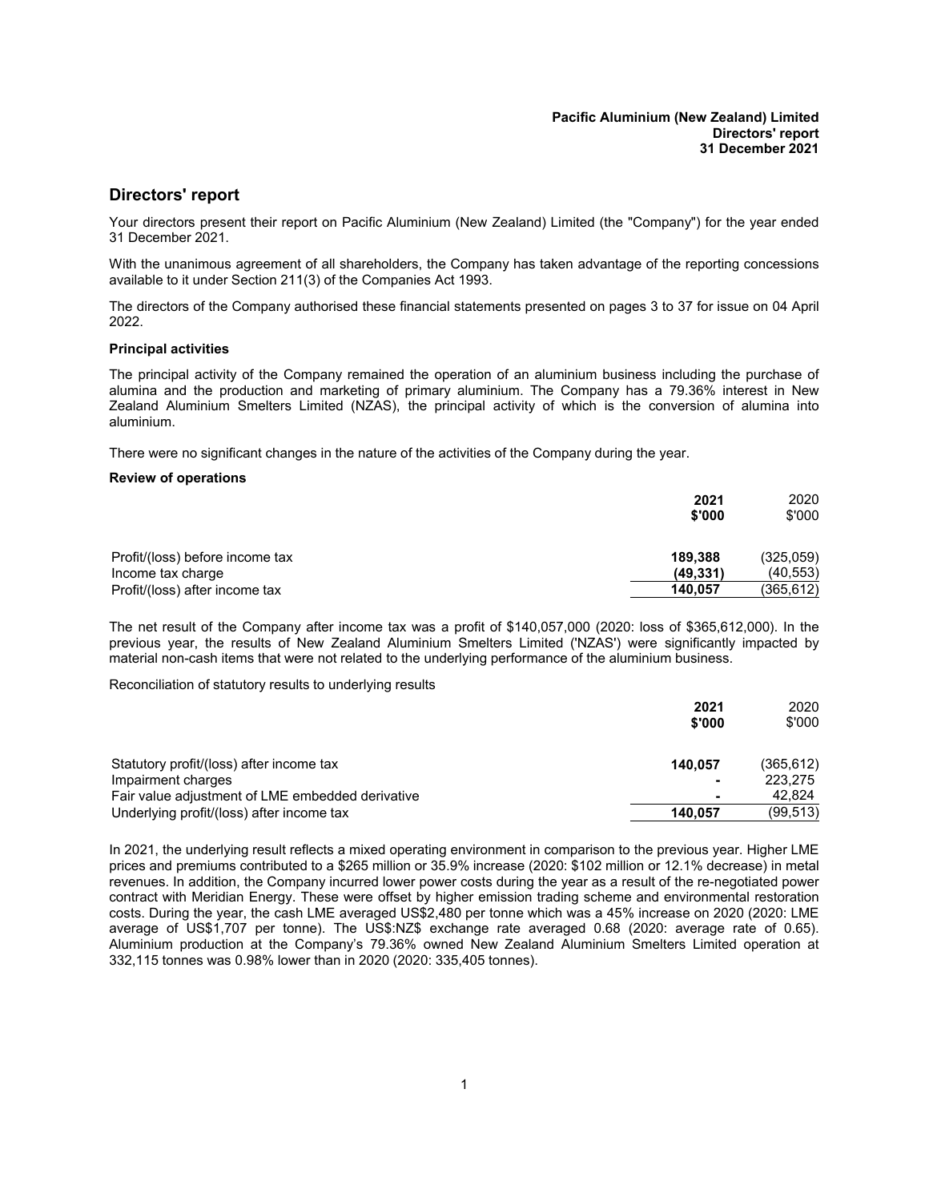# Directors' report

Your directors present their report on Pacific Aluminium (New Zealand) Limited (the "Company") for the year ended 31 December 2021.

With the unanimous agreement of all shareholders, the Company has taken advantage of the reporting concessions available to it under Section 211(3) of the Companies Act 1993.

The directors of the Company authorised these financial statements presented on pages 3 to 37 for issue on 04 April 2022.

**Principal activities**

The principal activity of the Company remained the operation of an aluminium business including the purchase of alumina and the production and marketing of primary aluminium. The Company has a 79.36% interest in New Zealand Aluminium Smelters Limited (NZAS), the principal activity of which is the conversion of alumina into aluminium.

There were no significant changes in the nature of the activities of the Company during the year.

**Review of operations**

| | **2021** **\$'000** | 2020 \$'000 |
|---|---|---|
| Profit/(loss) before income tax | **189,388** | (325,059) |
| Income tax charge | **(49,331)** | (40,553) |
| Profit/(loss) after income tax | **140,057** | (365,612) |

The net result of the Company after income tax was a profit of \$140,057,000 (2020: loss of \$365,612,000). In the previous year, the results of New Zealand Aluminium Smelters Limited ('NZAS') were significantly impacted by material non-cash items that were not related to the underlying performance of the aluminium business.

Reconciliation of statutory results to underlying results

| | **2021** **\$'000** | 2020 \$'000 |
|---|---|---|
| Statutory profit/(loss) after income tax | **140,057** | (365,612) |
| Impairment charges | **-** | 223,275 |
| Fair value adjustment of LME embedded derivative | **-** | 42,824 |
| Underlying profit/(loss) after income tax | **140,057** | (99,513) |

In 2021, the underlying result reflects a mixed operating environment in comparison to the previous year. Higher LME prices and premiums contributed to a \$265 million or 35.9% increase (2020: \$102 million or 12.1% decrease) in metal revenues. In addition, the Company incurred lower power costs during the year as a result of the re-negotiated power contract with Meridian Energy. These were offset by higher emission trading scheme and environmental restoration costs. During the year, the cash LME averaged US\$2,480 per tonne which was a 45% increase on 2020 (2020: LME average of US\$1,707 per tonne). The US\$:NZ\$ exchange rate averaged 0.68 (2020: average rate of 0.65). Aluminium production at the Company's 79.36% owned New Zealand Aluminium Smelters Limited operation at 332,115 tonnes was 0.98% lower than in 2020 (2020: 335,405 tonnes).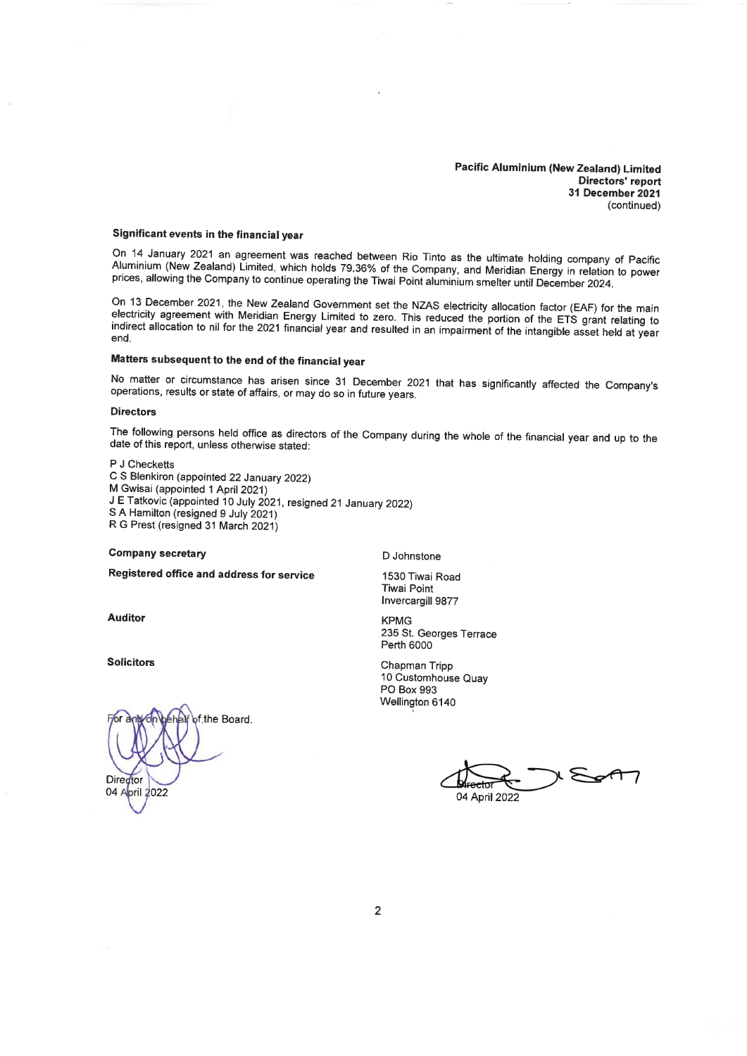**Pacific Aluminium (New Zealand) Limited**
**Directors' report**
**31 December 2021**
(continued)

### Significant events in the financial year

On 14 January 2021 an agreement was reached between Rio Tinto as the ultimate holding company of Pacific Aluminium (New Zealand) Limited, which holds 79.36% of the Company, and Meridian Energy in relation to power prices, allowing the Company to continue operating the Tiwai Point aluminium smelter until December 2024.

On 13 December 2021, the New Zealand Government set the NZAS electricity allocation factor (EAF) for the main electricity agreement with Meridian Energy Limited to zero. This reduced the portion of the ETS grant relating to indirect allocation to nil for the 2021 financial year and resulted in an impairment of the intangible asset held at year end.

### Matters subsequent to the end of the financial year

No matter or circumstance has arisen since 31 December 2021 that has significantly affected the Company's operations, results or state of affairs, or may do so in future years.

### Directors

The following persons held office as directors of the Company during the whole of the financial year and up to the date of this report, unless otherwise stated:

P J Checketts
C S Blenkiron (appointed 22 January 2022)
M Gwisai (appointed 1 April 2021)
J E Tatkovic (appointed 10 July 2021, resigned 21 January 2022)
S A Hamilton (resigned 9 July 2021)
R G Prest (resigned 31 March 2021)

**Company secretary**

D Johnstone

**Registered office and address for service**

1530 Tiwai Road
Tiwai Point
Invercargill 9877

**Auditor**

KPMG
235 St. Georges Terrace
Perth 6000

**Solicitors**

Chapman Tripp
10 Customhouse Quay
PO Box 993
Wellington 6140

For and on behalf of the Board.

Director
04 April 2022

Director
04 April 2022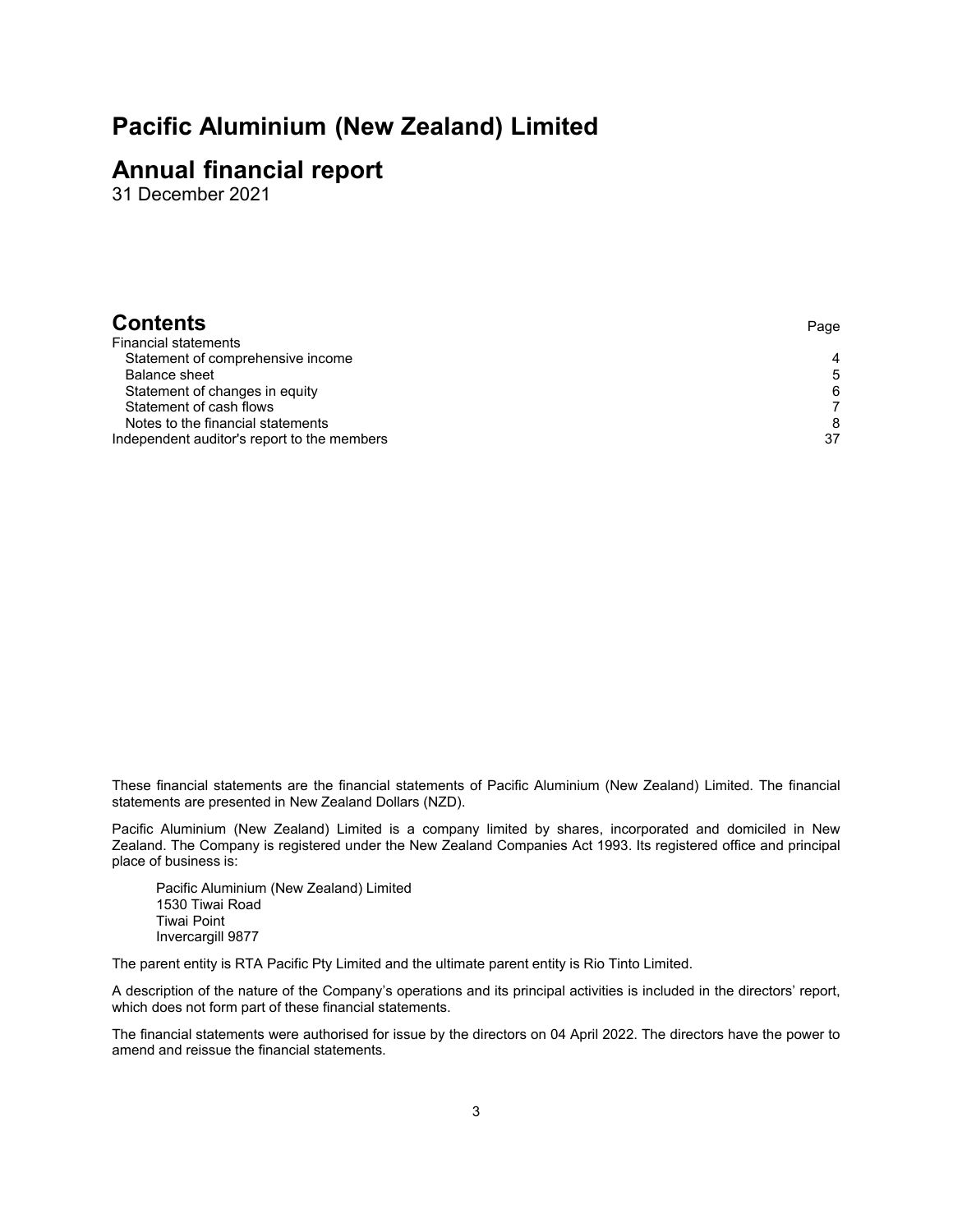# Pacific Aluminium (New Zealand) Limited

# Annual financial report

31 December 2021

## Contents

| | Page |
|---|---|
| Financial statements | |
| Statement of comprehensive income | 4 |
| Balance sheet | 5 |
| Statement of changes in equity | 6 |
| Statement of cash flows | 7 |
| Notes to the financial statements | 8 |
| Independent auditor's report to the members | 37 |

These financial statements are the financial statements of Pacific Aluminium (New Zealand) Limited. The financial statements are presented in New Zealand Dollars (NZD).

Pacific Aluminium (New Zealand) Limited is a company limited by shares, incorporated and domiciled in New Zealand. The Company is registered under the New Zealand Companies Act 1993. Its registered office and principal place of business is:

Pacific Aluminium (New Zealand) Limited  
1530 Tiwai Road  
Tiwai Point  
Invercargill 9877

The parent entity is RTA Pacific Pty Limited and the ultimate parent entity is Rio Tinto Limited.

A description of the nature of the Company's operations and its principal activities is included in the directors' report, which does not form part of these financial statements.

The financial statements were authorised for issue by the directors on 04 April 2022. The directors have the power to amend and reissue the financial statements.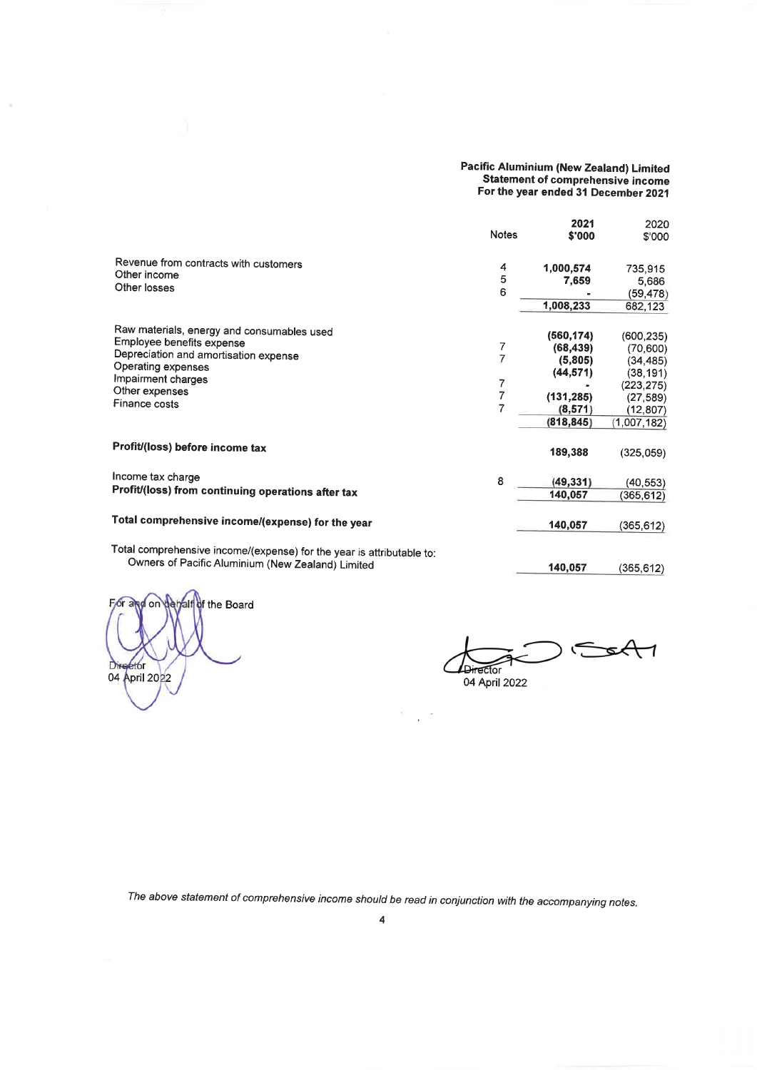**Pacific Aluminium (New Zealand) Limited**
**Statement of comprehensive income**
**For the year ended 31 December 2021**

| | Notes | 2021 $'000 | 2020 $'000 |
|---|---|---|---|
| Revenue from contracts with customers | 4 | **1,000,574** | 735,915 |
| Other income | 5 | **7,659** | 5,686 |
| Other losses | 6 | **-** | (59,478) |
| | | **1,008,233** | 682,123 |
| Raw materials, energy and consumables used | | **(560,174)** | (600,235) |
| Employee benefits expense | 7 | **(68,439)** | (70,600) |
| Depreciation and amortisation expense | 7 | **(5,805)** | (34,485) |
| Operating expenses | | **(44,571)** | (38,191) |
| Impairment charges | 7 | **-** | (223,275) |
| Other expenses | 7 | **(131,285)** | (27,589) |
| Finance costs | 7 | **(8,571)** | (12,807) |
| | | **(818,845)** | (1,007,182) |
| **Profit/(loss) before income tax** | | **189,388** | (325,059) |
| Income tax charge | 8 | **(49,331)** | (40,553) |
| **Profit/(loss) from continuing operations after tax** | | **140,057** | (365,612) |
| **Total comprehensive income/(expense) for the year** | | **140,057** | (365,612) |
| Total comprehensive income/(expense) for the year is attributable to: | | | |
| Owners of Pacific Aluminium (New Zealand) Limited | | **140,057** | (365,612) |

For and on behalf of the Board

Director
04 April 2022

Director
04 April 2022

*The above statement of comprehensive income should be read in conjunction with the accompanying notes.*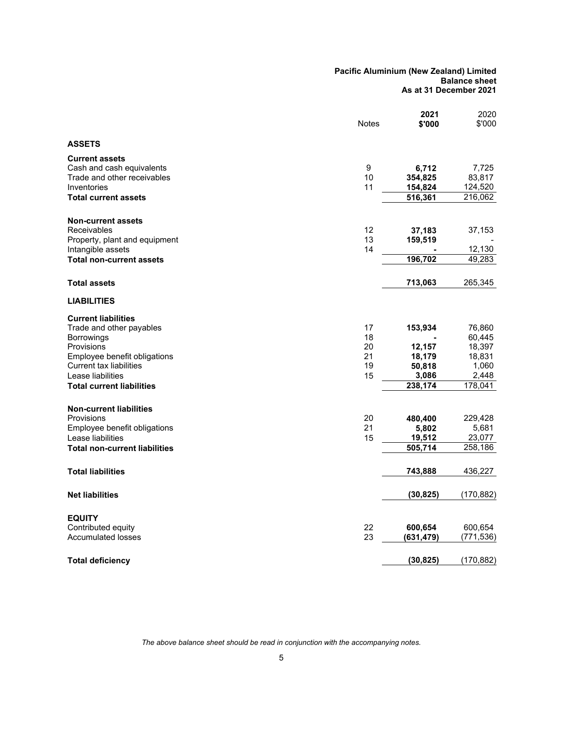**Pacific Aluminium (New Zealand) Limited**
**Balance sheet**
**As at 31 December 2021**

| | Notes | **2021 $'000** | 2020 $'000 |
|---|---|---|---|
| **ASSETS** | | | |
| **Current assets** | | | |
| Cash and cash equivalents | 9 | **6,712** | 7,725 |
| Trade and other receivables | 10 | **354,825** | 83,817 |
| Inventories | 11 | **154,824** | 124,520 |
| **Total current assets** | | **516,361** | 216,062 |
| **Non-current assets** | | | |
| Receivables | 12 | **37,183** | 37,153 |
| Property, plant and equipment | 13 | **159,519** | - |
| Intangible assets | 14 | **-** | 12,130 |
| **Total non-current assets** | | **196,702** | 49,283 |
| **Total assets** | | **713,063** | 265,345 |
| **LIABILITIES** | | | |
| **Current liabilities** | | | |
| Trade and other payables | 17 | **153,934** | 76,860 |
| Borrowings | 18 | **-** | 60,445 |
| Provisions | 20 | **12,157** | 18,397 |
| Employee benefit obligations | 21 | **18,179** | 18,831 |
| Current tax liabilities | 19 | **50,818** | 1,060 |
| Lease liabilities | 15 | **3,086** | 2,448 |
| **Total current liabilities** | | **238,174** | 178,041 |
| **Non-current liabilities** | | | |
| Provisions | 20 | **480,400** | 229,428 |
| Employee benefit obligations | 21 | **5,802** | 5,681 |
| Lease liabilities | 15 | **19,512** | 23,077 |
| **Total non-current liabilities** | | **505,714** | 258,186 |
| **Total liabilities** | | **743,888** | 436,227 |
| **Net liabilities** | | **(30,825)** | (170,882) |
| **EQUITY** | | | |
| Contributed equity | 22 | **600,654** | 600,654 |
| Accumulated losses | 23 | **(631,479)** | (771,536) |
| **Total deficiency** | | **(30,825)** | (170,882) |

*The above balance sheet should be read in conjunction with the accompanying notes.*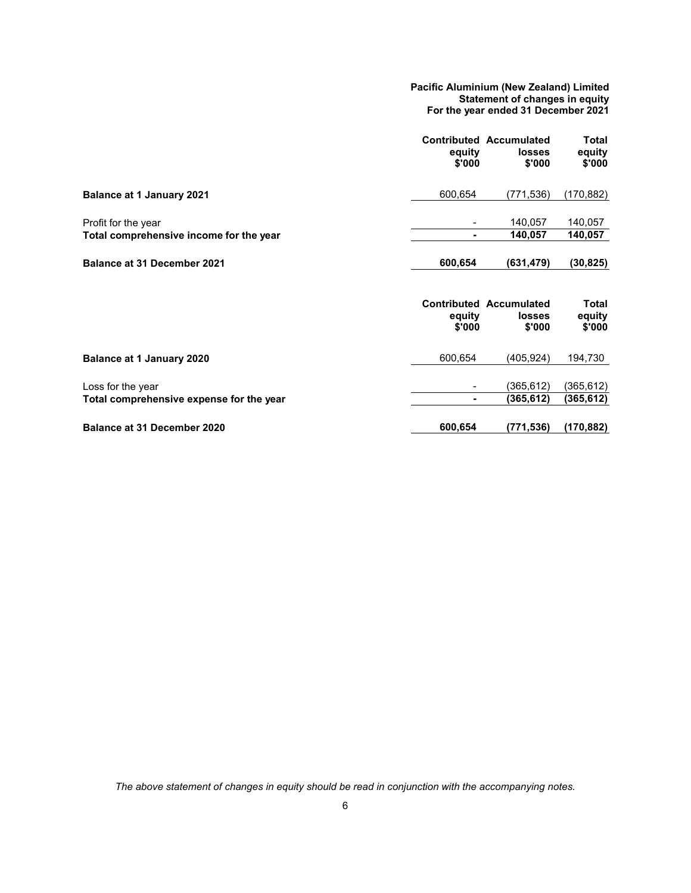**Pacific Aluminium (New Zealand) Limited**
**Statement of changes in equity**
**For the year ended 31 December 2021**

| | Contributed equity $'000 | Accumulated losses $'000 | Total equity $'000 |
|---|---|---|---|
| **Balance at 1 January 2021** | 600,654 | (771,536) | (170,882) |
| Profit for the year | - | 140,057 | 140,057 |
| **Total comprehensive income for the year** | **-** | **140,057** | **140,057** |
| **Balance at 31 December 2021** | **600,654** | **(631,479)** | **(30,825)** |

| | Contributed equity $'000 | Accumulated losses $'000 | Total equity $'000 |
|---|---|---|---|
| **Balance at 1 January 2020** | 600,654 | (405,924) | 194,730 |
| Loss for the year | - | (365,612) | (365,612) |
| **Total comprehensive expense for the year** | **-** | **(365,612)** | **(365,612)** |
| **Balance at 31 December 2020** | **600,654** | **(771,536)** | **(170,882)** |

*The above statement of changes in equity should be read in conjunction with the accompanying notes.*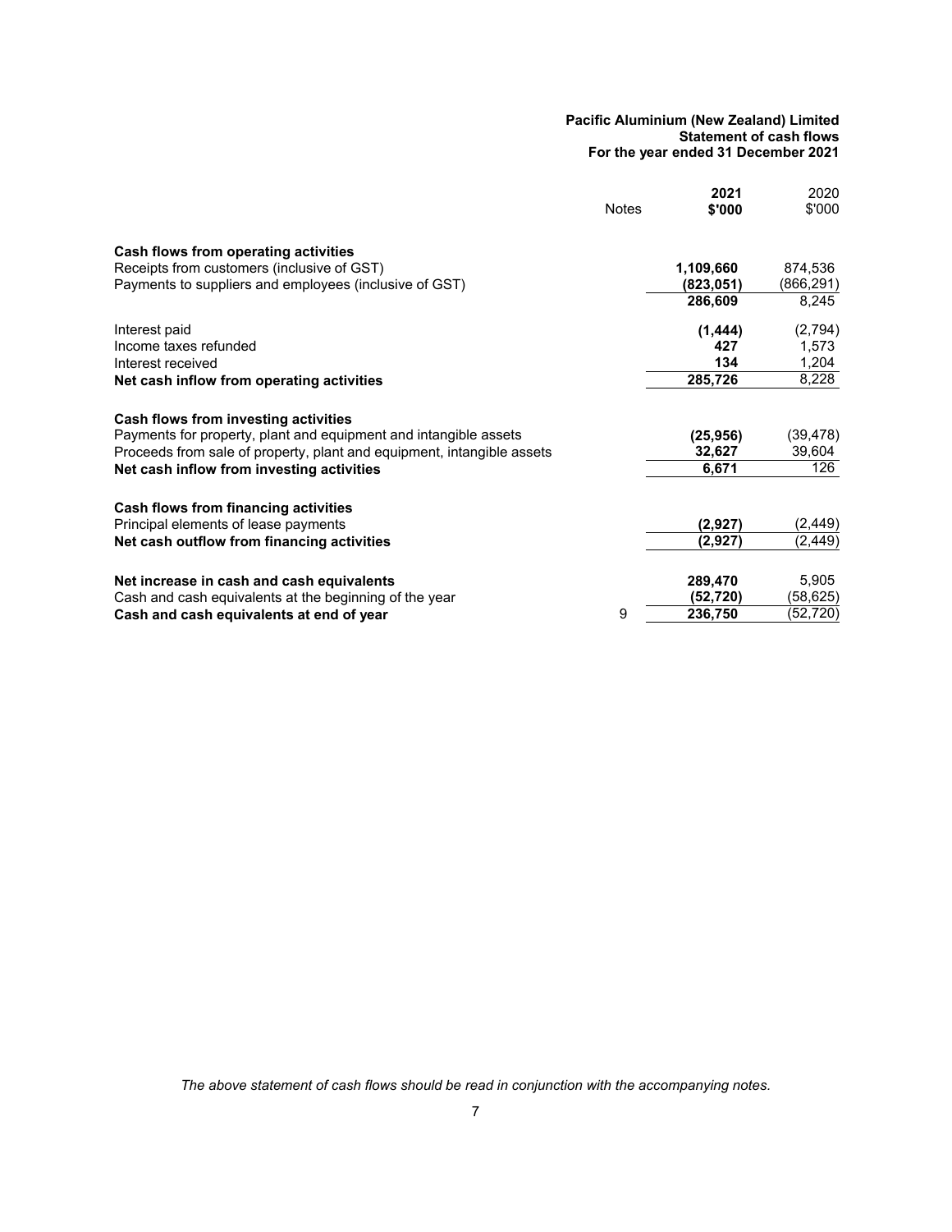**Pacific Aluminium (New Zealand) Limited**
**Statement of cash flows**
**For the year ended 31 December 2021**

| | Notes | **2021 $'000** | 2020 $'000 |
|---|---|---|---|
| **Cash flows from operating activities** | | | |
| Receipts from customers (inclusive of GST) | | **1,109,660** | 874,536 |
| Payments to suppliers and employees (inclusive of GST) | | **(823,051)** | (866,291) |
| | | **286,609** | 8,245 |
| Interest paid | | **(1,444)** | (2,794) |
| Income taxes refunded | | **427** | 1,573 |
| Interest received | | **134** | 1,204 |
| **Net cash inflow from operating activities** | | **285,726** | 8,228 |
| **Cash flows from investing activities** | | | |
| Payments for property, plant and equipment and intangible assets | | **(25,956)** | (39,478) |
| Proceeds from sale of property, plant and equipment, intangible assets | | **32,627** | 39,604 |
| **Net cash inflow from investing activities** | | **6,671** | 126 |
| **Cash flows from financing activities** | | | |
| Principal elements of lease payments | | **(2,927)** | (2,449) |
| **Net cash outflow from financing activities** | | **(2,927)** | (2,449) |
| **Net increase in cash and cash equivalents** | | **289,470** | 5,905 |
| Cash and cash equivalents at the beginning of the year | | **(52,720)** | (58,625) |
| **Cash and cash equivalents at end of year** | 9 | **236,750** | (52,720) |

*The above statement of cash flows should be read in conjunction with the accompanying notes.*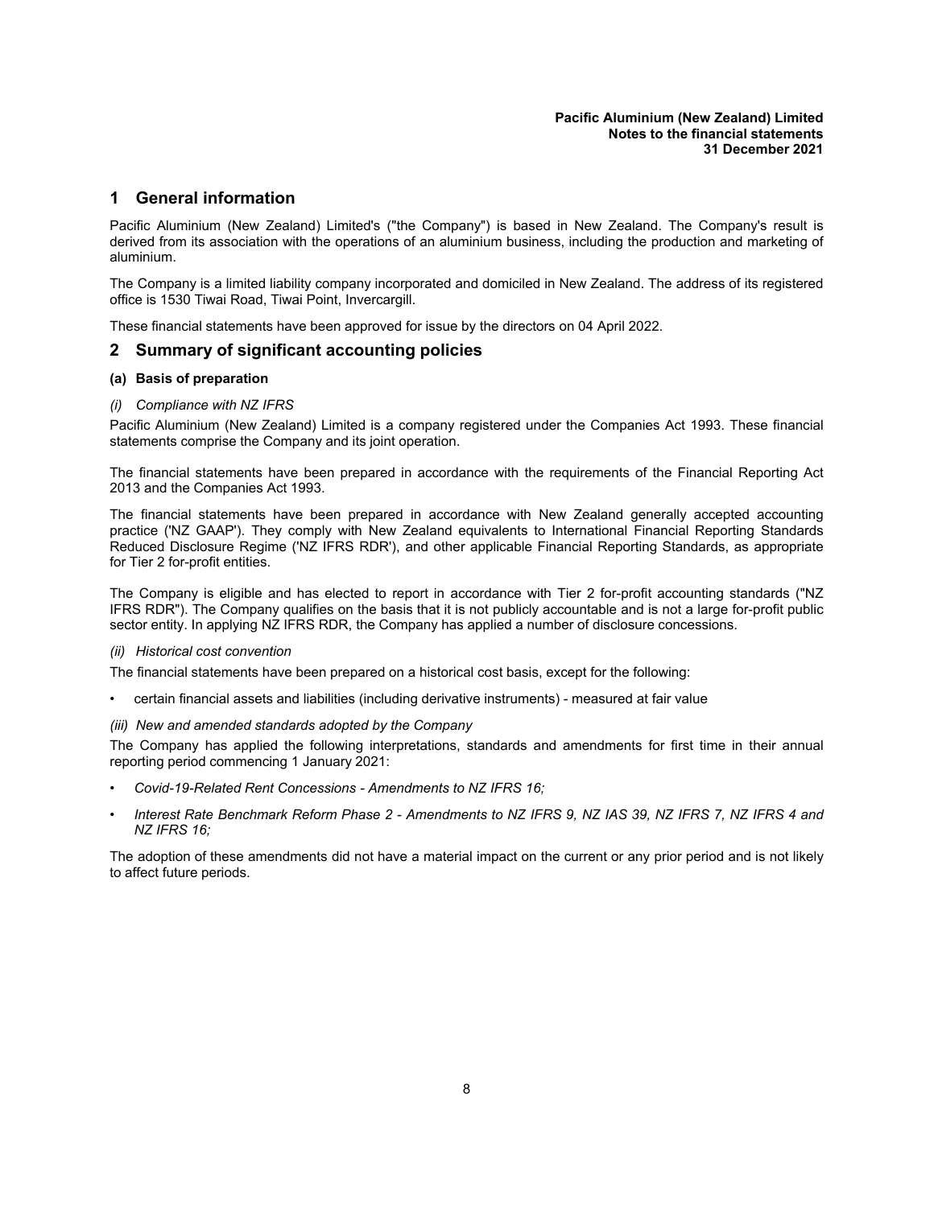## 1 General information

Pacific Aluminium (New Zealand) Limited's ("the Company") is based in New Zealand. The Company's result is derived from its association with the operations of an aluminium business, including the production and marketing of aluminium.

The Company is a limited liability company incorporated and domiciled in New Zealand. The address of its registered office is 1530 Tiwai Road, Tiwai Point, Invercargill.

These financial statements have been approved for issue by the directors on 04 April 2022.

## 2 Summary of significant accounting policies

### (a) Basis of preparation

*(i) Compliance with NZ IFRS*

Pacific Aluminium (New Zealand) Limited is a company registered under the Companies Act 1993. These financial statements comprise the Company and its joint operation.

The financial statements have been prepared in accordance with the requirements of the Financial Reporting Act 2013 and the Companies Act 1993.

The financial statements have been prepared in accordance with New Zealand generally accepted accounting practice ('NZ GAAP'). They comply with New Zealand equivalents to International Financial Reporting Standards Reduced Disclosure Regime ('NZ IFRS RDR'), and other applicable Financial Reporting Standards, as appropriate for Tier 2 for-profit entities.

The Company is eligible and has elected to report in accordance with Tier 2 for-profit accounting standards ("NZ IFRS RDR"). The Company qualifies on the basis that it is not publicly accountable and is not a large for-profit public sector entity. In applying NZ IFRS RDR, the Company has applied a number of disclosure concessions.

*(ii) Historical cost convention*

The financial statements have been prepared on a historical cost basis, except for the following:

- certain financial assets and liabilities (including derivative instruments) - measured at fair value

*(iii) New and amended standards adopted by the Company*

The Company has applied the following interpretations, standards and amendments for first time in their annual reporting period commencing 1 January 2021:

- *Covid-19-Related Rent Concessions - Amendments to NZ IFRS 16;*
- *Interest Rate Benchmark Reform Phase 2 - Amendments to NZ IFRS 9, NZ IAS 39, NZ IFRS 7, NZ IFRS 4 and NZ IFRS 16;*

The adoption of these amendments did not have a material impact on the current or any prior period and is not likely to affect future periods.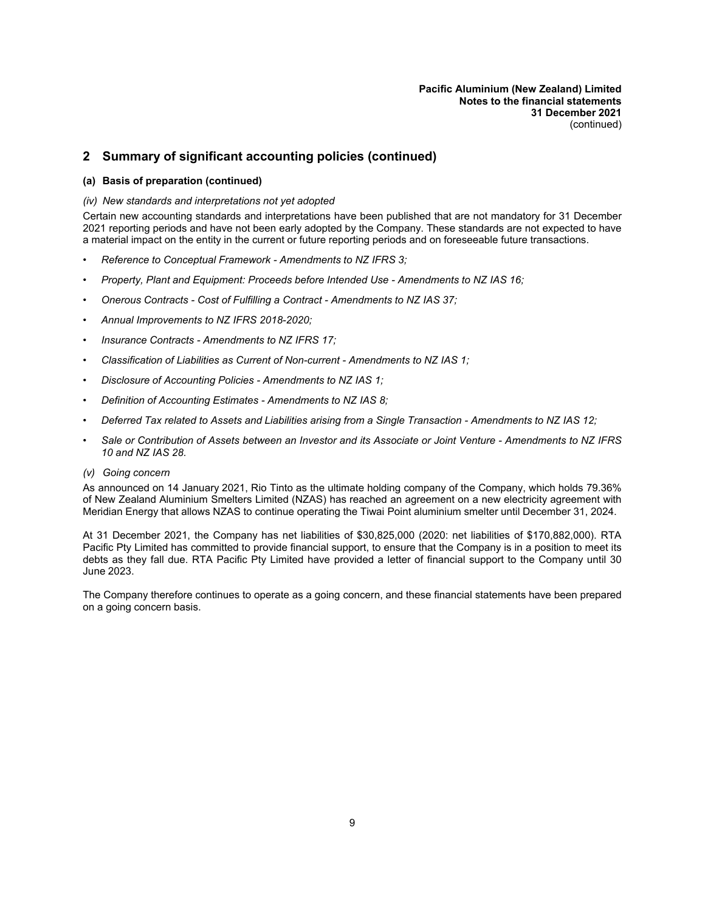## 2 Summary of significant accounting policies (continued)

### (a) Basis of preparation (continued)

*(iv) New standards and interpretations not yet adopted*

Certain new accounting standards and interpretations have been published that are not mandatory for 31 December 2021 reporting periods and have not been early adopted by the Company. These standards are not expected to have a material impact on the entity in the current or future reporting periods and on foreseeable future transactions.

- *Reference to Conceptual Framework - Amendments to NZ IFRS 3;*
- *Property, Plant and Equipment: Proceeds before Intended Use - Amendments to NZ IAS 16;*
- *Onerous Contracts - Cost of Fulfilling a Contract - Amendments to NZ IAS 37;*
- *Annual Improvements to NZ IFRS 2018-2020;*
- *Insurance Contracts - Amendments to NZ IFRS 17;*
- *Classification of Liabilities as Current of Non-current - Amendments to NZ IAS 1;*
- *Disclosure of Accounting Policies - Amendments to NZ IAS 1;*
- *Definition of Accounting Estimates - Amendments to NZ IAS 8;*
- *Deferred Tax related to Assets and Liabilities arising from a Single Transaction - Amendments to NZ IAS 12;*
- *Sale or Contribution of Assets between an Investor and its Associate or Joint Venture - Amendments to NZ IFRS 10 and NZ IAS 28.*

*(v) Going concern*

As announced on 14 January 2021, Rio Tinto as the ultimate holding company of the Company, which holds 79.36% of New Zealand Aluminium Smelters Limited (NZAS) has reached an agreement on a new electricity agreement with Meridian Energy that allows NZAS to continue operating the Tiwai Point aluminium smelter until December 31, 2024.

At 31 December 2021, the Company has net liabilities of $30,825,000 (2020: net liabilities of $170,882,000). RTA Pacific Pty Limited has committed to provide financial support, to ensure that the Company is in a position to meet its debts as they fall due. RTA Pacific Pty Limited have provided a letter of financial support to the Company until 30 June 2023.

The Company therefore continues to operate as a going concern, and these financial statements have been prepared on a going concern basis.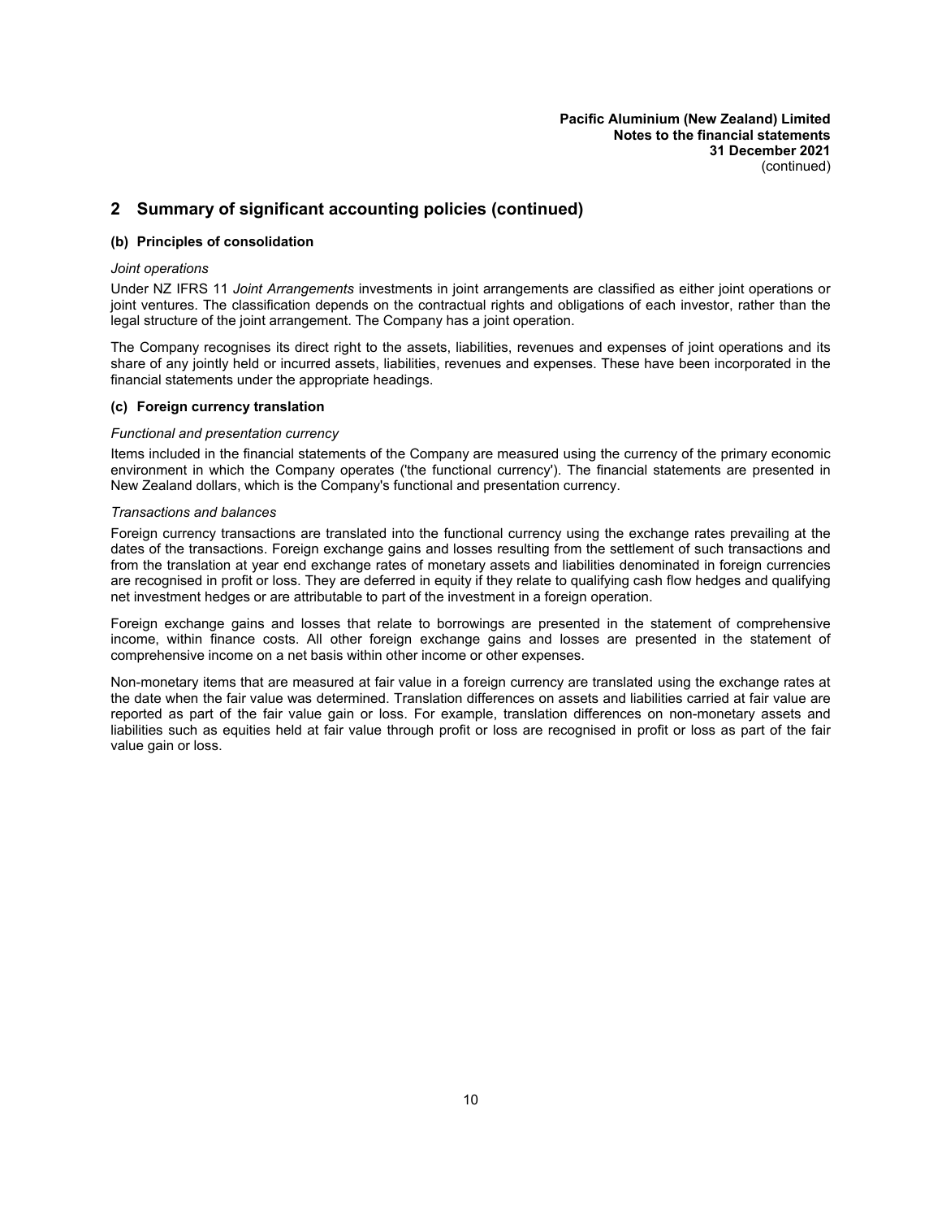## 2 Summary of significant accounting policies (continued)

### (b) Principles of consolidation

*Joint operations*

Under NZ IFRS 11 *Joint Arrangements* investments in joint arrangements are classified as either joint operations or joint ventures. The classification depends on the contractual rights and obligations of each investor, rather than the legal structure of the joint arrangement. The Company has a joint operation.

The Company recognises its direct right to the assets, liabilities, revenues and expenses of joint operations and its share of any jointly held or incurred assets, liabilities, revenues and expenses. These have been incorporated in the financial statements under the appropriate headings.

### (c) Foreign currency translation

*Functional and presentation currency*

Items included in the financial statements of the Company are measured using the currency of the primary economic environment in which the Company operates ('the functional currency'). The financial statements are presented in New Zealand dollars, which is the Company's functional and presentation currency.

*Transactions and balances*

Foreign currency transactions are translated into the functional currency using the exchange rates prevailing at the dates of the transactions. Foreign exchange gains and losses resulting from the settlement of such transactions and from the translation at year end exchange rates of monetary assets and liabilities denominated in foreign currencies are recognised in profit or loss. They are deferred in equity if they relate to qualifying cash flow hedges and qualifying net investment hedges or are attributable to part of the investment in a foreign operation.

Foreign exchange gains and losses that relate to borrowings are presented in the statement of comprehensive income, within finance costs. All other foreign exchange gains and losses are presented in the statement of comprehensive income on a net basis within other income or other expenses.

Non-monetary items that are measured at fair value in a foreign currency are translated using the exchange rates at the date when the fair value was determined. Translation differences on assets and liabilities carried at fair value are reported as part of the fair value gain or loss. For example, translation differences on non-monetary assets and liabilities such as equities held at fair value through profit or loss are recognised in profit or loss as part of the fair value gain or loss.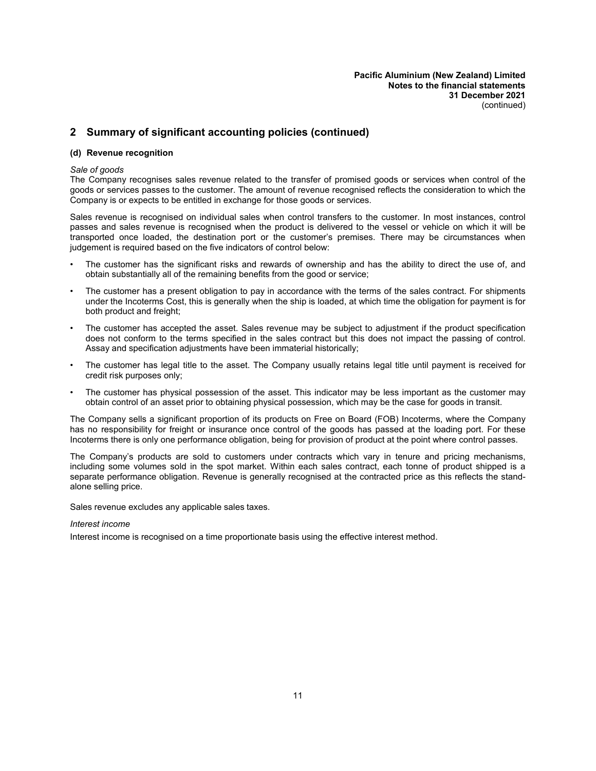## 2 Summary of significant accounting policies (continued)

### (d) Revenue recognition

*Sale of goods*

The Company recognises sales revenue related to the transfer of promised goods or services when control of the goods or services passes to the customer. The amount of revenue recognised reflects the consideration to which the Company is or expects to be entitled in exchange for those goods or services.

Sales revenue is recognised on individual sales when control transfers to the customer. In most instances, control passes and sales revenue is recognised when the product is delivered to the vessel or vehicle on which it will be transported once loaded, the destination port or the customer's premises. There may be circumstances when judgement is required based on the five indicators of control below:

- The customer has the significant risks and rewards of ownership and has the ability to direct the use of, and obtain substantially all of the remaining benefits from the good or service;
- The customer has a present obligation to pay in accordance with the terms of the sales contract. For shipments under the Incoterms Cost, this is generally when the ship is loaded, at which time the obligation for payment is for both product and freight;
- The customer has accepted the asset. Sales revenue may be subject to adjustment if the product specification does not conform to the terms specified in the sales contract but this does not impact the passing of control. Assay and specification adjustments have been immaterial historically;
- The customer has legal title to the asset. The Company usually retains legal title until payment is received for credit risk purposes only;
- The customer has physical possession of the asset. This indicator may be less important as the customer may obtain control of an asset prior to obtaining physical possession, which may be the case for goods in transit.

The Company sells a significant proportion of its products on Free on Board (FOB) Incoterms, where the Company has no responsibility for freight or insurance once control of the goods has passed at the loading port. For these Incoterms there is only one performance obligation, being for provision of product at the point where control passes.

The Company's products are sold to customers under contracts which vary in tenure and pricing mechanisms, including some volumes sold in the spot market. Within each sales contract, each tonne of product shipped is a separate performance obligation. Revenue is generally recognised at the contracted price as this reflects the stand-alone selling price.

Sales revenue excludes any applicable sales taxes.

*Interest income*

Interest income is recognised on a time proportionate basis using the effective interest method.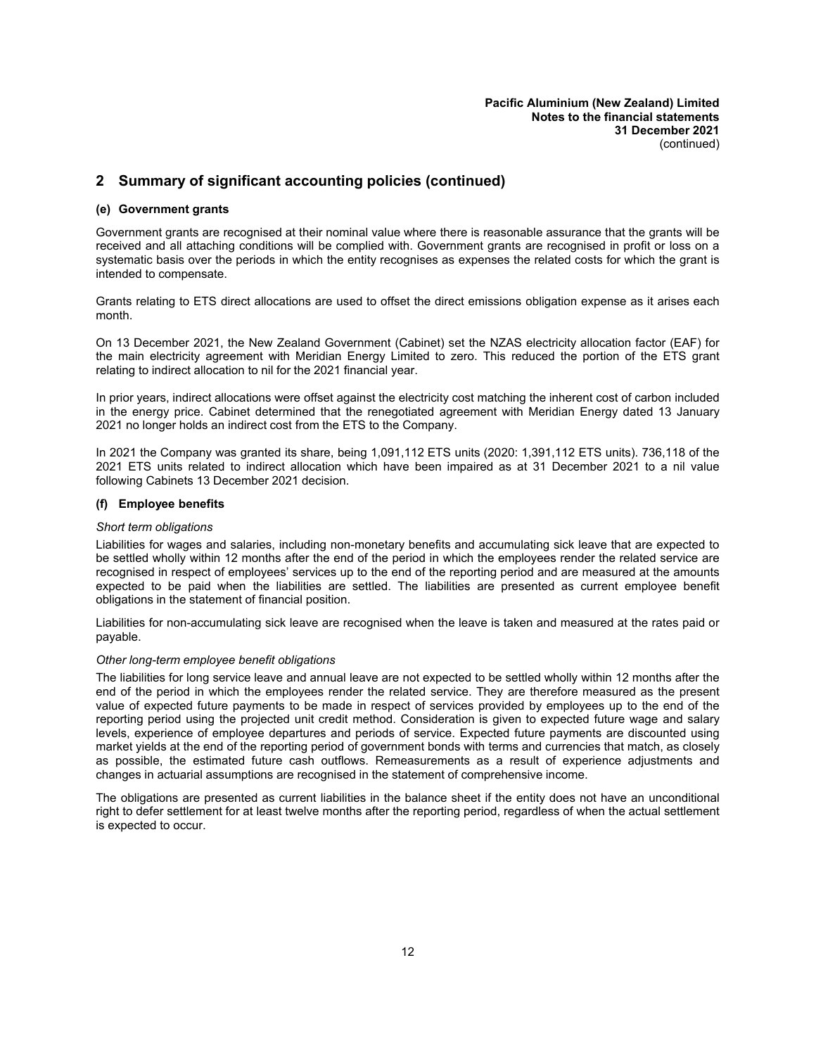## 2 Summary of significant accounting policies (continued)

### (e) Government grants

Government grants are recognised at their nominal value where there is reasonable assurance that the grants will be received and all attaching conditions will be complied with. Government grants are recognised in profit or loss on a systematic basis over the periods in which the entity recognises as expenses the related costs for which the grant is intended to compensate.

Grants relating to ETS direct allocations are used to offset the direct emissions obligation expense as it arises each month.

On 13 December 2021, the New Zealand Government (Cabinet) set the NZAS electricity allocation factor (EAF) for the main electricity agreement with Meridian Energy Limited to zero. This reduced the portion of the ETS grant relating to indirect allocation to nil for the 2021 financial year.

In prior years, indirect allocations were offset against the electricity cost matching the inherent cost of carbon included in the energy price. Cabinet determined that the renegotiated agreement with Meridian Energy dated 13 January 2021 no longer holds an indirect cost from the ETS to the Company.

In 2021 the Company was granted its share, being 1,091,112 ETS units (2020: 1,391,112 ETS units). 736,118 of the 2021 ETS units related to indirect allocation which have been impaired as at 31 December 2021 to a nil value following Cabinets 13 December 2021 decision.

### (f) Employee benefits

*Short term obligations*

Liabilities for wages and salaries, including non-monetary benefits and accumulating sick leave that are expected to be settled wholly within 12 months after the end of the period in which the employees render the related service are recognised in respect of employees' services up to the end of the reporting period and are measured at the amounts expected to be paid when the liabilities are settled. The liabilities are presented as current employee benefit obligations in the statement of financial position.

Liabilities for non-accumulating sick leave are recognised when the leave is taken and measured at the rates paid or payable.

*Other long-term employee benefit obligations*

The liabilities for long service leave and annual leave are not expected to be settled wholly within 12 months after the end of the period in which the employees render the related service. They are therefore measured as the present value of expected future payments to be made in respect of services provided by employees up to the end of the reporting period using the projected unit credit method. Consideration is given to expected future wage and salary levels, experience of employee departures and periods of service. Expected future payments are discounted using market yields at the end of the reporting period of government bonds with terms and currencies that match, as closely as possible, the estimated future cash outflows. Remeasurements as a result of experience adjustments and changes in actuarial assumptions are recognised in the statement of comprehensive income.

The obligations are presented as current liabilities in the balance sheet if the entity does not have an unconditional right to defer settlement for at least twelve months after the reporting period, regardless of when the actual settlement is expected to occur.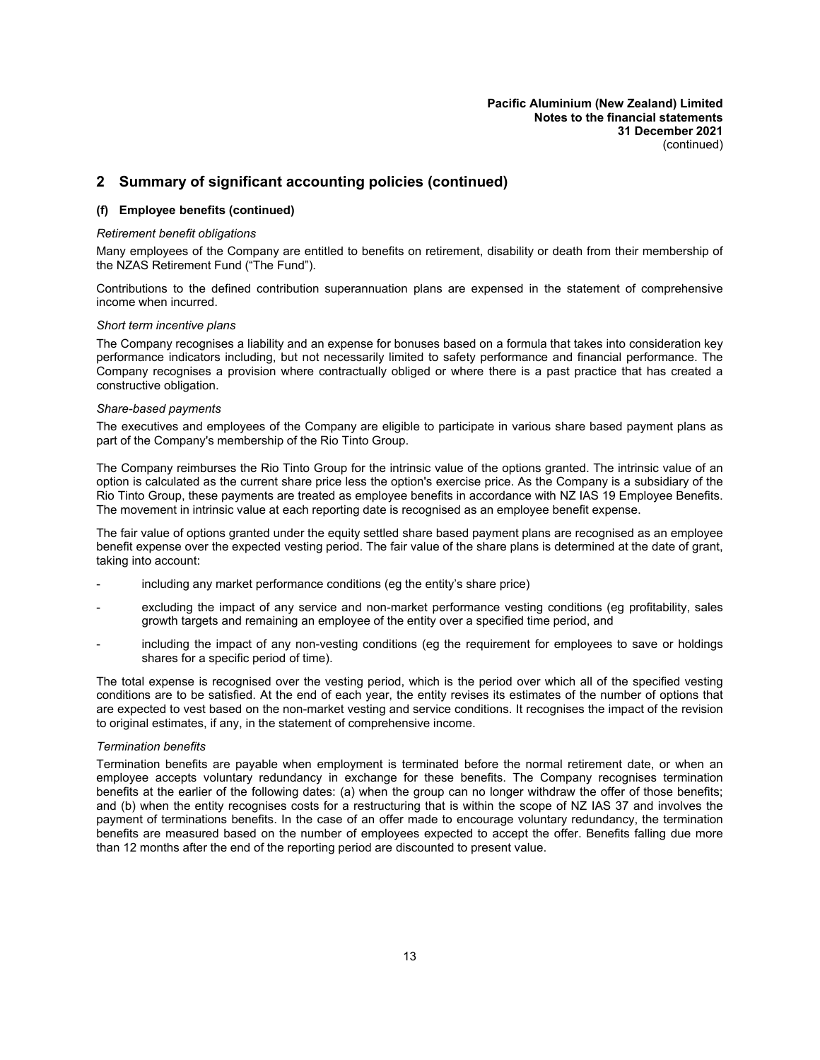## 2 Summary of significant accounting policies (continued)

### (f) Employee benefits (continued)

*Retirement benefit obligations*

Many employees of the Company are entitled to benefits on retirement, disability or death from their membership of the NZAS Retirement Fund ("The Fund").

Contributions to the defined contribution superannuation plans are expensed in the statement of comprehensive income when incurred.

*Short term incentive plans*

The Company recognises a liability and an expense for bonuses based on a formula that takes into consideration key performance indicators including, but not necessarily limited to safety performance and financial performance. The Company recognises a provision where contractually obliged or where there is a past practice that has created a constructive obligation.

*Share-based payments*

The executives and employees of the Company are eligible to participate in various share based payment plans as part of the Company's membership of the Rio Tinto Group.

The Company reimburses the Rio Tinto Group for the intrinsic value of the options granted. The intrinsic value of an option is calculated as the current share price less the option's exercise price. As the Company is a subsidiary of the Rio Tinto Group, these payments are treated as employee benefits in accordance with NZ IAS 19 Employee Benefits. The movement in intrinsic value at each reporting date is recognised as an employee benefit expense.

The fair value of options granted under the equity settled share based payment plans are recognised as an employee benefit expense over the expected vesting period. The fair value of the share plans is determined at the date of grant, taking into account:

- including any market performance conditions (eg the entity's share price)
- excluding the impact of any service and non-market performance vesting conditions (eg profitability, sales growth targets and remaining an employee of the entity over a specified time period, and
- including the impact of any non-vesting conditions (eg the requirement for employees to save or holdings shares for a specific period of time).

The total expense is recognised over the vesting period, which is the period over which all of the specified vesting conditions are to be satisfied. At the end of each year, the entity revises its estimates of the number of options that are expected to vest based on the non-market vesting and service conditions. It recognises the impact of the revision to original estimates, if any, in the statement of comprehensive income.

*Termination benefits*

Termination benefits are payable when employment is terminated before the normal retirement date, or when an employee accepts voluntary redundancy in exchange for these benefits. The Company recognises termination benefits at the earlier of the following dates: (a) when the group can no longer withdraw the offer of those benefits; and (b) when the entity recognises costs for a restructuring that is within the scope of NZ IAS 37 and involves the payment of terminations benefits. In the case of an offer made to encourage voluntary redundancy, the termination benefits are measured based on the number of employees expected to accept the offer. Benefits falling due more than 12 months after the end of the reporting period are discounted to present value.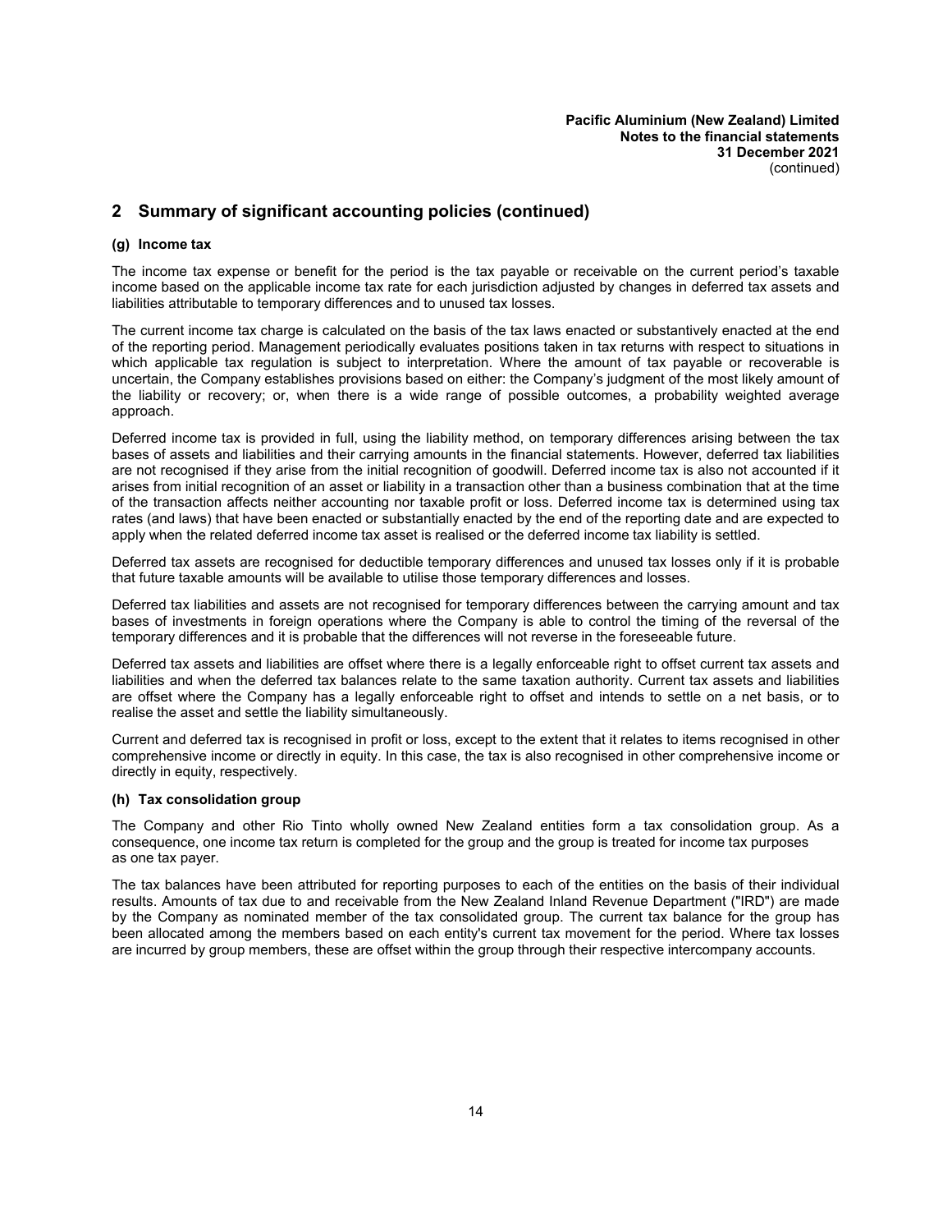## 2 Summary of significant accounting policies (continued)

### (g) Income tax

The income tax expense or benefit for the period is the tax payable or receivable on the current period's taxable income based on the applicable income tax rate for each jurisdiction adjusted by changes in deferred tax assets and liabilities attributable to temporary differences and to unused tax losses.

The current income tax charge is calculated on the basis of the tax laws enacted or substantively enacted at the end of the reporting period. Management periodically evaluates positions taken in tax returns with respect to situations in which applicable tax regulation is subject to interpretation. Where the amount of tax payable or recoverable is uncertain, the Company establishes provisions based on either: the Company's judgment of the most likely amount of the liability or recovery; or, when there is a wide range of possible outcomes, a probability weighted average approach.

Deferred income tax is provided in full, using the liability method, on temporary differences arising between the tax bases of assets and liabilities and their carrying amounts in the financial statements. However, deferred tax liabilities are not recognised if they arise from the initial recognition of goodwill. Deferred income tax is also not accounted if it arises from initial recognition of an asset or liability in a transaction other than a business combination that at the time of the transaction affects neither accounting nor taxable profit or loss. Deferred income tax is determined using tax rates (and laws) that have been enacted or substantially enacted by the end of the reporting date and are expected to apply when the related deferred income tax asset is realised or the deferred income tax liability is settled.

Deferred tax assets are recognised for deductible temporary differences and unused tax losses only if it is probable that future taxable amounts will be available to utilise those temporary differences and losses.

Deferred tax liabilities and assets are not recognised for temporary differences between the carrying amount and tax bases of investments in foreign operations where the Company is able to control the timing of the reversal of the temporary differences and it is probable that the differences will not reverse in the foreseeable future.

Deferred tax assets and liabilities are offset where there is a legally enforceable right to offset current tax assets and liabilities and when the deferred tax balances relate to the same taxation authority. Current tax assets and liabilities are offset where the Company has a legally enforceable right to offset and intends to settle on a net basis, or to realise the asset and settle the liability simultaneously.

Current and deferred tax is recognised in profit or loss, except to the extent that it relates to items recognised in other comprehensive income or directly in equity. In this case, the tax is also recognised in other comprehensive income or directly in equity, respectively.

### (h) Tax consolidation group

The Company and other Rio Tinto wholly owned New Zealand entities form a tax consolidation group. As a consequence, one income tax return is completed for the group and the group is treated for income tax purposes as one tax payer.

The tax balances have been attributed for reporting purposes to each of the entities on the basis of their individual results. Amounts of tax due to and receivable from the New Zealand Inland Revenue Department ("IRD") are made by the Company as nominated member of the tax consolidated group. The current tax balance for the group has been allocated among the members based on each entity's current tax movement for the period. Where tax losses are incurred by group members, these are offset within the group through their respective intercompany accounts.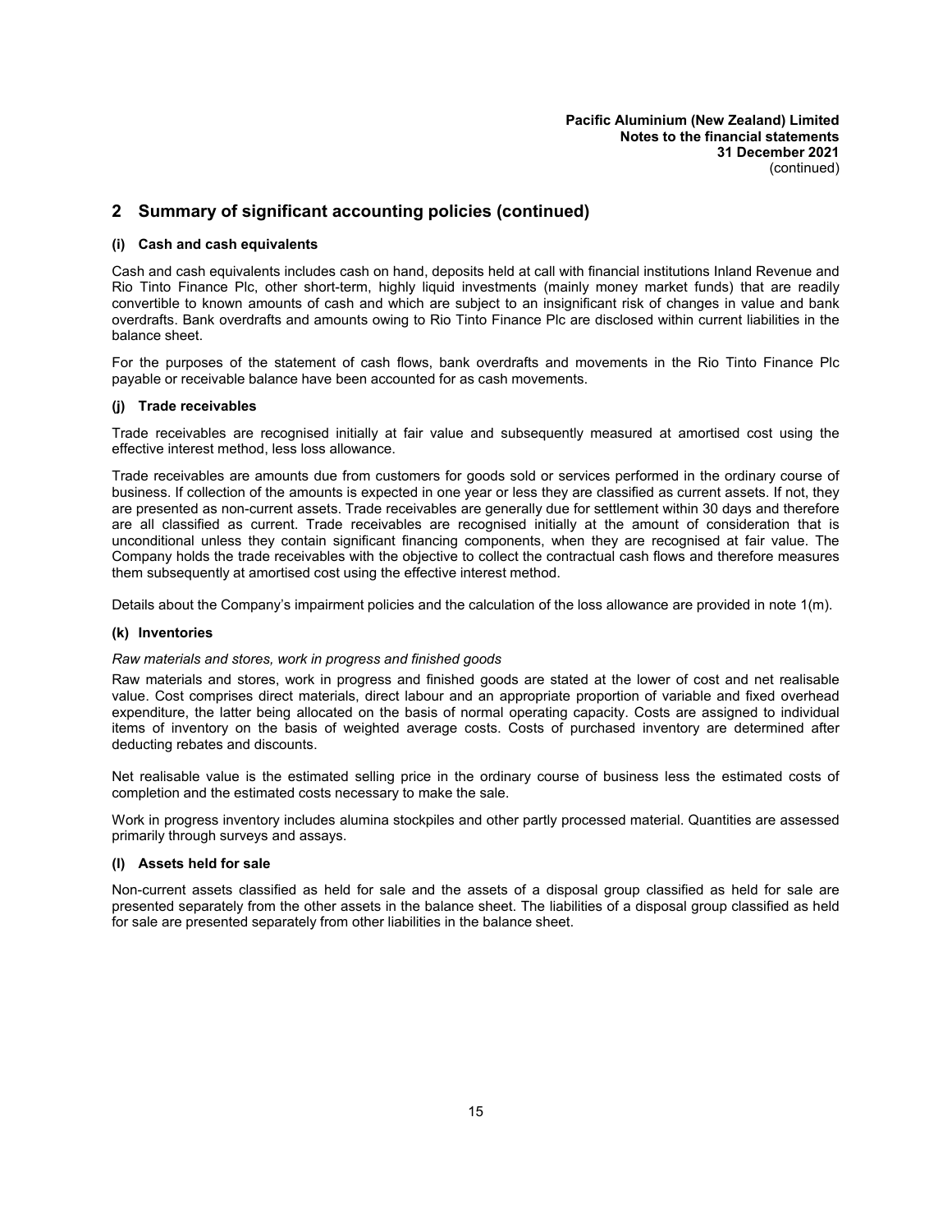## 2 Summary of significant accounting policies (continued)

### (i) Cash and cash equivalents

Cash and cash equivalents includes cash on hand, deposits held at call with financial institutions Inland Revenue and Rio Tinto Finance Plc, other short-term, highly liquid investments (mainly money market funds) that are readily convertible to known amounts of cash and which are subject to an insignificant risk of changes in value and bank overdrafts. Bank overdrafts and amounts owing to Rio Tinto Finance Plc are disclosed within current liabilities in the balance sheet.

For the purposes of the statement of cash flows, bank overdrafts and movements in the Rio Tinto Finance Plc payable or receivable balance have been accounted for as cash movements.

### (j) Trade receivables

Trade receivables are recognised initially at fair value and subsequently measured at amortised cost using the effective interest method, less loss allowance.

Trade receivables are amounts due from customers for goods sold or services performed in the ordinary course of business. If collection of the amounts is expected in one year or less they are classified as current assets. If not, they are presented as non-current assets. Trade receivables are generally due for settlement within 30 days and therefore are all classified as current. Trade receivables are recognised initially at the amount of consideration that is unconditional unless they contain significant financing components, when they are recognised at fair value. The Company holds the trade receivables with the objective to collect the contractual cash flows and therefore measures them subsequently at amortised cost using the effective interest method.

Details about the Company's impairment policies and the calculation of the loss allowance are provided in note 1(m).

### (k) Inventories

*Raw materials and stores, work in progress and finished goods*

Raw materials and stores, work in progress and finished goods are stated at the lower of cost and net realisable value. Cost comprises direct materials, direct labour and an appropriate proportion of variable and fixed overhead expenditure, the latter being allocated on the basis of normal operating capacity. Costs are assigned to individual items of inventory on the basis of weighted average costs. Costs of purchased inventory are determined after deducting rebates and discounts.

Net realisable value is the estimated selling price in the ordinary course of business less the estimated costs of completion and the estimated costs necessary to make the sale.

Work in progress inventory includes alumina stockpiles and other partly processed material. Quantities are assessed primarily through surveys and assays.

### (l) Assets held for sale

Non-current assets classified as held for sale and the assets of a disposal group classified as held for sale are presented separately from the other assets in the balance sheet. The liabilities of a disposal group classified as held for sale are presented separately from other liabilities in the balance sheet.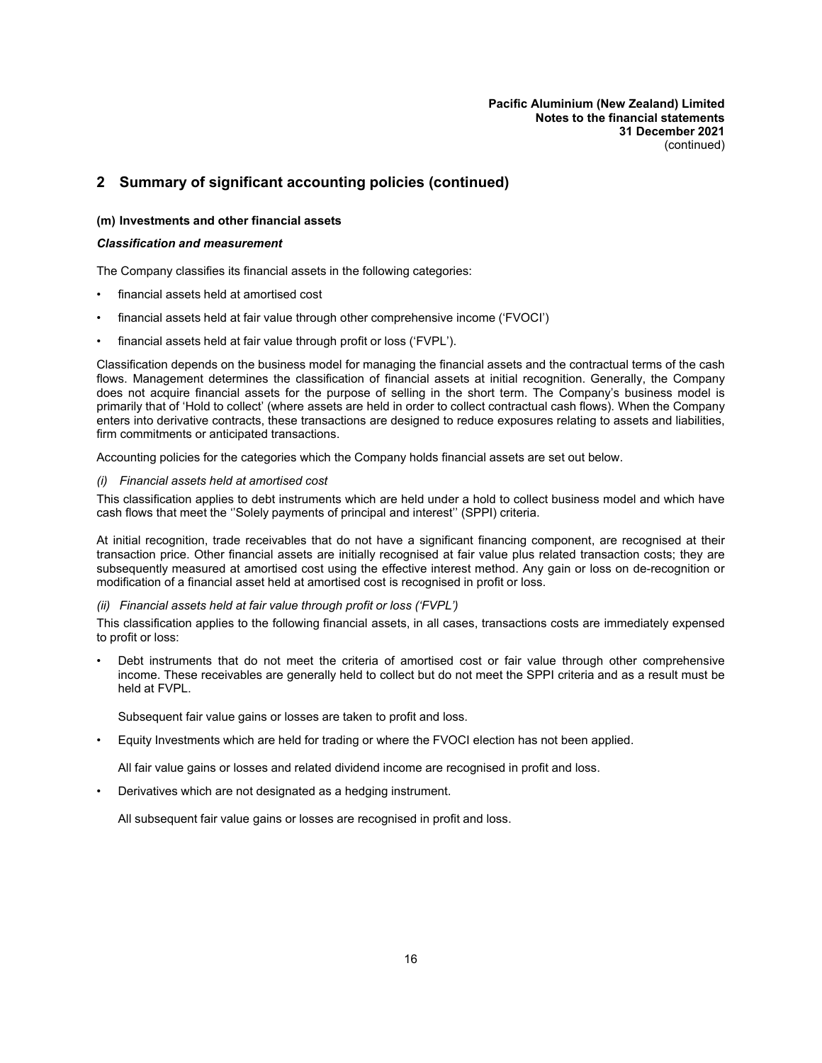## 2 Summary of significant accounting policies (continued)

### (m) Investments and other financial assets

***Classification and measurement***

The Company classifies its financial assets in the following categories:

- financial assets held at amortised cost
- financial assets held at fair value through other comprehensive income ('FVOCI')
- financial assets held at fair value through profit or loss ('FVPL').

Classification depends on the business model for managing the financial assets and the contractual terms of the cash flows. Management determines the classification of financial assets at initial recognition. Generally, the Company does not acquire financial assets for the purpose of selling in the short term. The Company's business model is primarily that of 'Hold to collect' (where assets are held in order to collect contractual cash flows). When the Company enters into derivative contracts, these transactions are designed to reduce exposures relating to assets and liabilities, firm commitments or anticipated transactions.

Accounting policies for the categories which the Company holds financial assets are set out below.

*(i) Financial assets held at amortised cost*

This classification applies to debt instruments which are held under a hold to collect business model and which have cash flows that meet the ''Solely payments of principal and interest'' (SPPI) criteria.

At initial recognition, trade receivables that do not have a significant financing component, are recognised at their transaction price. Other financial assets are initially recognised at fair value plus related transaction costs; they are subsequently measured at amortised cost using the effective interest method. Any gain or loss on de-recognition or modification of a financial asset held at amortised cost is recognised in profit or loss.

*(ii) Financial assets held at fair value through profit or loss ('FVPL')*

This classification applies to the following financial assets, in all cases, transactions costs are immediately expensed to profit or loss:

- Debt instruments that do not meet the criteria of amortised cost or fair value through other comprehensive income. These receivables are generally held to collect but do not meet the SPPI criteria and as a result must be held at FVPL.

  Subsequent fair value gains or losses are taken to profit and loss.

- Equity Investments which are held for trading or where the FVOCI election has not been applied.

  All fair value gains or losses and related dividend income are recognised in profit and loss.

- Derivatives which are not designated as a hedging instrument.

  All subsequent fair value gains or losses are recognised in profit and loss.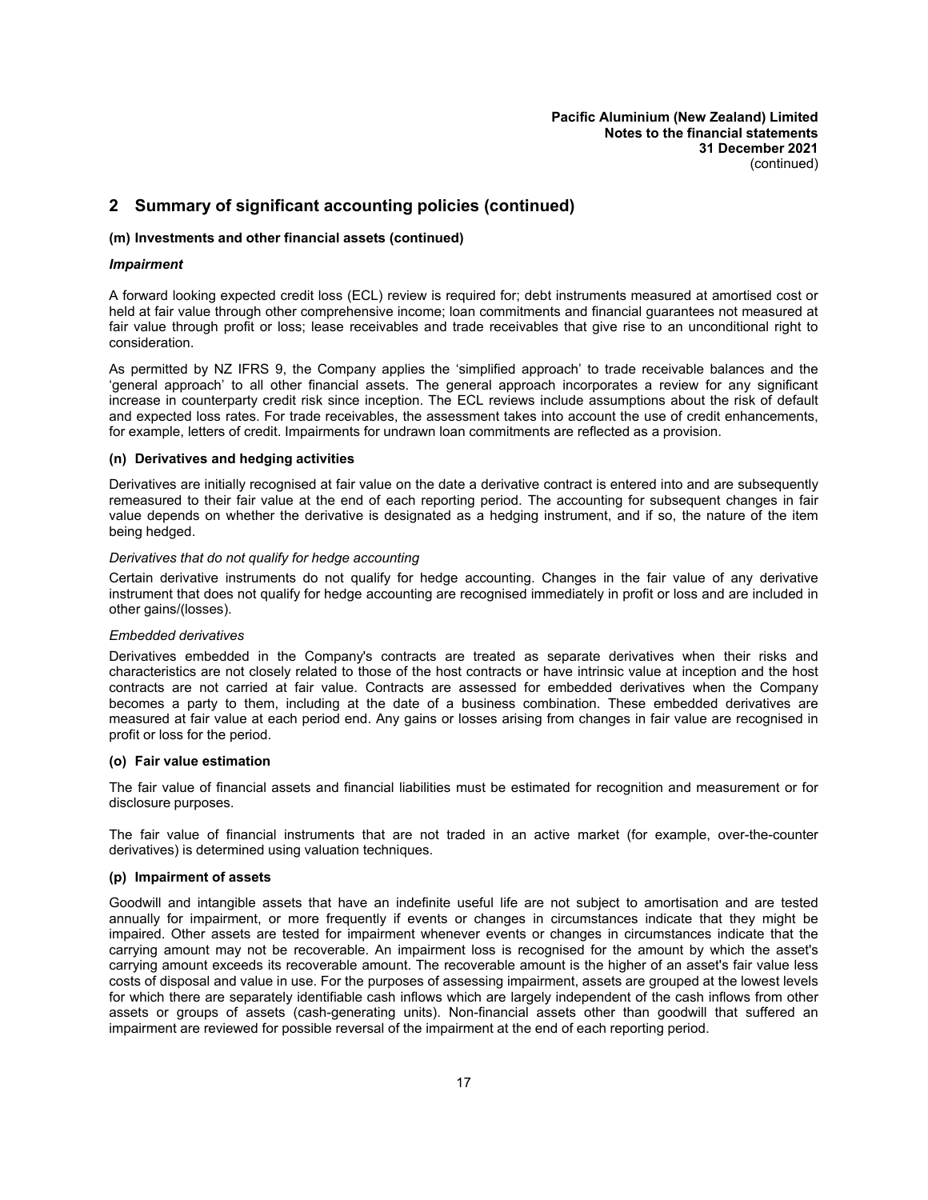## 2 Summary of significant accounting policies (continued)

**(m) Investments and other financial assets (continued)**

***Impairment***

A forward looking expected credit loss (ECL) review is required for; debt instruments measured at amortised cost or held at fair value through other comprehensive income; loan commitments and financial guarantees not measured at fair value through profit or loss; lease receivables and trade receivables that give rise to an unconditional right to consideration.

As permitted by NZ IFRS 9, the Company applies the 'simplified approach' to trade receivable balances and the 'general approach' to all other financial assets. The general approach incorporates a review for any significant increase in counterparty credit risk since inception. The ECL reviews include assumptions about the risk of default and expected loss rates. For trade receivables, the assessment takes into account the use of credit enhancements, for example, letters of credit. Impairments for undrawn loan commitments are reflected as a provision.

**(n) Derivatives and hedging activities**

Derivatives are initially recognised at fair value on the date a derivative contract is entered into and are subsequently remeasured to their fair value at the end of each reporting period. The accounting for subsequent changes in fair value depends on whether the derivative is designated as a hedging instrument, and if so, the nature of the item being hedged.

*Derivatives that do not qualify for hedge accounting*

Certain derivative instruments do not qualify for hedge accounting. Changes in the fair value of any derivative instrument that does not qualify for hedge accounting are recognised immediately in profit or loss and are included in other gains/(losses).

*Embedded derivatives*

Derivatives embedded in the Company's contracts are treated as separate derivatives when their risks and characteristics are not closely related to those of the host contracts or have intrinsic value at inception and the host contracts are not carried at fair value. Contracts are assessed for embedded derivatives when the Company becomes a party to them, including at the date of a business combination. These embedded derivatives are measured at fair value at each period end. Any gains or losses arising from changes in fair value are recognised in profit or loss for the period.

**(o) Fair value estimation**

The fair value of financial assets and financial liabilities must be estimated for recognition and measurement or for disclosure purposes.

The fair value of financial instruments that are not traded in an active market (for example, over-the-counter derivatives) is determined using valuation techniques.

**(p) Impairment of assets**

Goodwill and intangible assets that have an indefinite useful life are not subject to amortisation and are tested annually for impairment, or more frequently if events or changes in circumstances indicate that they might be impaired. Other assets are tested for impairment whenever events or changes in circumstances indicate that the carrying amount may not be recoverable. An impairment loss is recognised for the amount by which the asset's carrying amount exceeds its recoverable amount. The recoverable amount is the higher of an asset's fair value less costs of disposal and value in use. For the purposes of assessing impairment, assets are grouped at the lowest levels for which there are separately identifiable cash inflows which are largely independent of the cash inflows from other assets or groups of assets (cash-generating units). Non-financial assets other than goodwill that suffered an impairment are reviewed for possible reversal of the impairment at the end of each reporting period.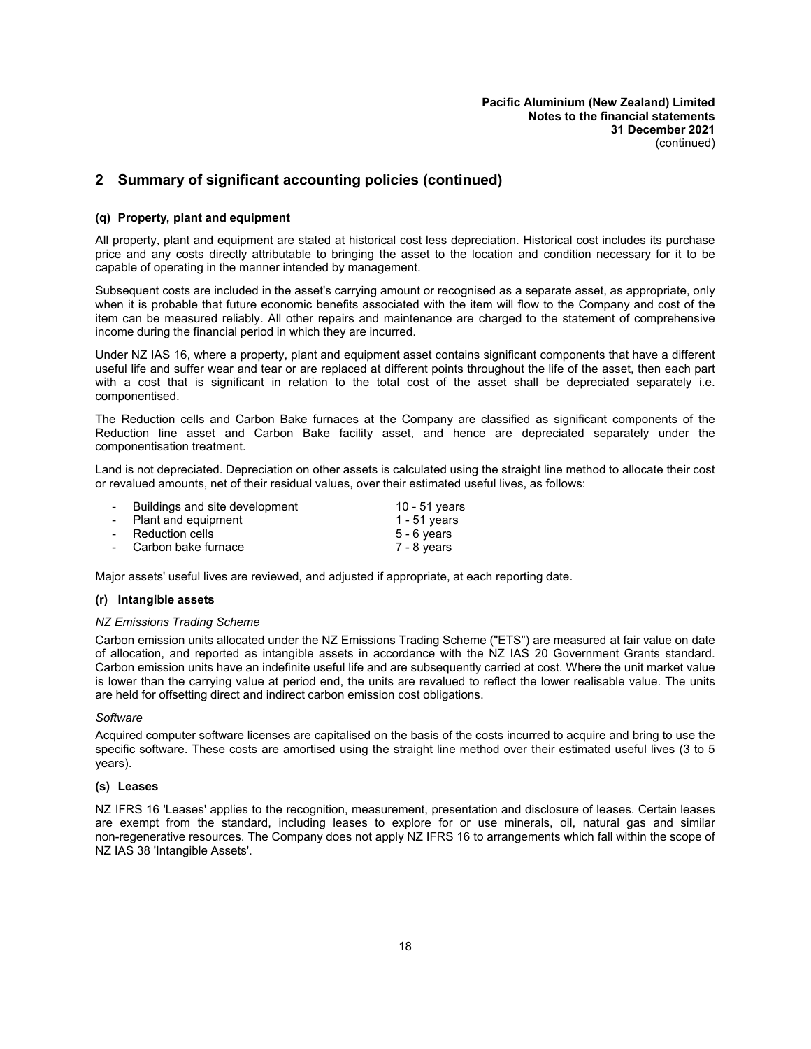## 2 Summary of significant accounting policies (continued)

### (q) Property, plant and equipment

All property, plant and equipment are stated at historical cost less depreciation. Historical cost includes its purchase price and any costs directly attributable to bringing the asset to the location and condition necessary for it to be capable of operating in the manner intended by management.

Subsequent costs are included in the asset's carrying amount or recognised as a separate asset, as appropriate, only when it is probable that future economic benefits associated with the item will flow to the Company and cost of the item can be measured reliably. All other repairs and maintenance are charged to the statement of comprehensive income during the financial period in which they are incurred.

Under NZ IAS 16, where a property, plant and equipment asset contains significant components that have a different useful life and suffer wear and tear or are replaced at different points throughout the life of the asset, then each part with a cost that is significant in relation to the total cost of the asset shall be depreciated separately i.e. componentised.

The Reduction cells and Carbon Bake furnaces at the Company are classified as significant components of the Reduction line asset and Carbon Bake facility asset, and hence are depreciated separately under the componentisation treatment.

Land is not depreciated. Depreciation on other assets is calculated using the straight line method to allocate their cost or revalued amounts, net of their residual values, over their estimated useful lives, as follows:

| | |
|---|---|
| - Buildings and site development | 10 - 51 years |
| - Plant and equipment | 1 - 51 years |
| - Reduction cells | 5 - 6 years |
| - Carbon bake furnace | 7 - 8 years |

Major assets' useful lives are reviewed, and adjusted if appropriate, at each reporting date.

### (r) Intangible assets

*NZ Emissions Trading Scheme*

Carbon emission units allocated under the NZ Emissions Trading Scheme ("ETS") are measured at fair value on date of allocation, and reported as intangible assets in accordance with the NZ IAS 20 Government Grants standard. Carbon emission units have an indefinite useful life and are subsequently carried at cost. Where the unit market value is lower than the carrying value at period end, the units are revalued to reflect the lower realisable value. The units are held for offsetting direct and indirect carbon emission cost obligations.

*Software*

Acquired computer software licenses are capitalised on the basis of the costs incurred to acquire and bring to use the specific software. These costs are amortised using the straight line method over their estimated useful lives (3 to 5 years).

### (s) Leases

NZ IFRS 16 'Leases' applies to the recognition, measurement, presentation and disclosure of leases. Certain leases are exempt from the standard, including leases to explore for or use minerals, oil, natural gas and similar non-regenerative resources. The Company does not apply NZ IFRS 16 to arrangements which fall within the scope of NZ IAS 38 'Intangible Assets'.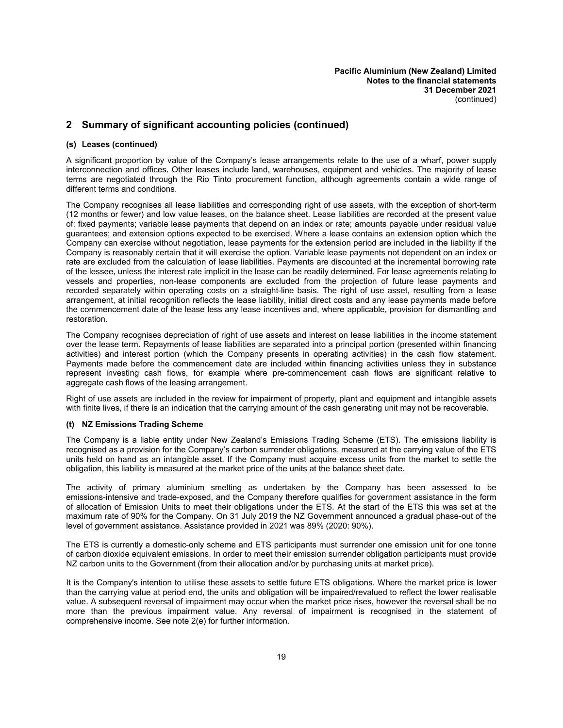## 2 Summary of significant accounting policies (continued)

### (s) Leases (continued)

A significant proportion by value of the Company's lease arrangements relate to the use of a wharf, power supply interconnection and offices. Other leases include land, warehouses, equipment and vehicles. The majority of lease terms are negotiated through the Rio Tinto procurement function, although agreements contain a wide range of different terms and conditions.

The Company recognises all lease liabilities and corresponding right of use assets, with the exception of short-term (12 months or fewer) and low value leases, on the balance sheet. Lease liabilities are recorded at the present value of: fixed payments; variable lease payments that depend on an index or rate; amounts payable under residual value guarantees; and extension options expected to be exercised. Where a lease contains an extension option which the Company can exercise without negotiation, lease payments for the extension period are included in the liability if the Company is reasonably certain that it will exercise the option. Variable lease payments not dependent on an index or rate are excluded from the calculation of lease liabilities. Payments are discounted at the incremental borrowing rate of the lessee, unless the interest rate implicit in the lease can be readily determined. For lease agreements relating to vessels and properties, non-lease components are excluded from the projection of future lease payments and recorded separately within operating costs on a straight-line basis. The right of use asset, resulting from a lease arrangement, at initial recognition reflects the lease liability, initial direct costs and any lease payments made before the commencement date of the lease less any lease incentives and, where applicable, provision for dismantling and restoration.

The Company recognises depreciation of right of use assets and interest on lease liabilities in the income statement over the lease term. Repayments of lease liabilities are separated into a principal portion (presented within financing activities) and interest portion (which the Company presents in operating activities) in the cash flow statement. Payments made before the commencement date are included within financing activities unless they in substance represent investing cash flows, for example where pre-commencement cash flows are significant relative to aggregate cash flows of the leasing arrangement.

Right of use assets are included in the review for impairment of property, plant and equipment and intangible assets with finite lives, if there is an indication that the carrying amount of the cash generating unit may not be recoverable.

### (t) NZ Emissions Trading Scheme

The Company is a liable entity under New Zealand's Emissions Trading Scheme (ETS). The emissions liability is recognised as a provision for the Company's carbon surrender obligations, measured at the carrying value of the ETS units held on hand as an intangible asset. If the Company must acquire excess units from the market to settle the obligation, this liability is measured at the market price of the units at the balance sheet date.

The activity of primary aluminium smelting as undertaken by the Company has been assessed to be emissions-intensive and trade-exposed, and the Company therefore qualifies for government assistance in the form of allocation of Emission Units to meet their obligations under the ETS. At the start of the ETS this was set at the maximum rate of 90% for the Company. On 31 July 2019 the NZ Government announced a gradual phase-out of the level of government assistance. Assistance provided in 2021 was 89% (2020: 90%).

The ETS is currently a domestic-only scheme and ETS participants must surrender one emission unit for one tonne of carbon dioxide equivalent emissions. In order to meet their emission surrender obligation participants must provide NZ carbon units to the Government (from their allocation and/or by purchasing units at market price).

It is the Company's intention to utilise these assets to settle future ETS obligations. Where the market price is lower than the carrying value at period end, the units and obligation will be impaired/revalued to reflect the lower realisable value. A subsequent reversal of impairment may occur when the market price rises, however the reversal shall be no more than the previous impairment value. Any reversal of impairment is recognised in the statement of comprehensive income. See note 2(e) for further information.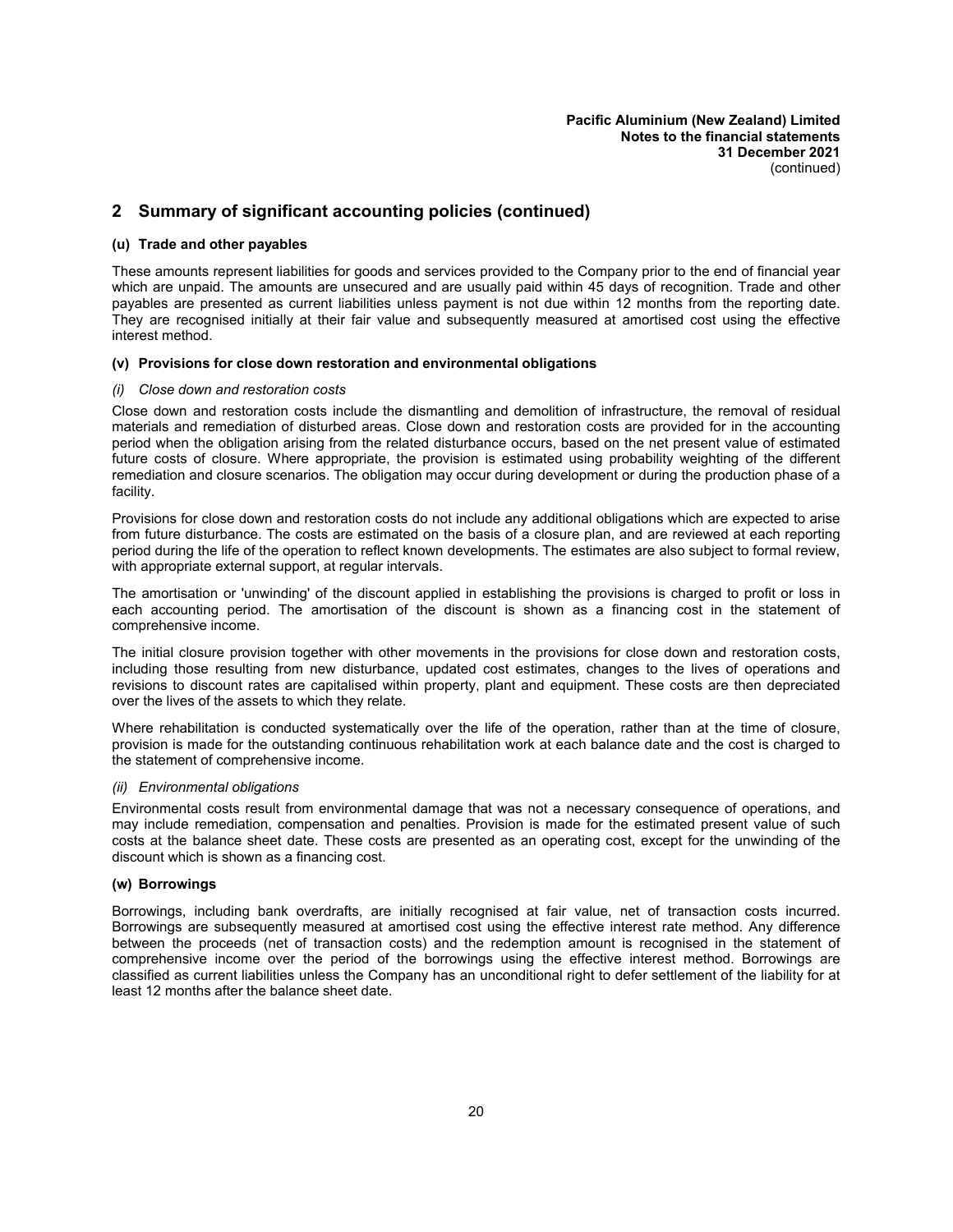## 2 Summary of significant accounting policies (continued)

### (u) Trade and other payables

These amounts represent liabilities for goods and services provided to the Company prior to the end of financial year which are unpaid. The amounts are unsecured and are usually paid within 45 days of recognition. Trade and other payables are presented as current liabilities unless payment is not due within 12 months from the reporting date. They are recognised initially at their fair value and subsequently measured at amortised cost using the effective interest method.

### (v) Provisions for close down restoration and environmental obligations

*(i) Close down and restoration costs*

Close down and restoration costs include the dismantling and demolition of infrastructure, the removal of residual materials and remediation of disturbed areas. Close down and restoration costs are provided for in the accounting period when the obligation arising from the related disturbance occurs, based on the net present value of estimated future costs of closure. Where appropriate, the provision is estimated using probability weighting of the different remediation and closure scenarios. The obligation may occur during development or during the production phase of a facility.

Provisions for close down and restoration costs do not include any additional obligations which are expected to arise from future disturbance. The costs are estimated on the basis of a closure plan, and are reviewed at each reporting period during the life of the operation to reflect known developments. The estimates are also subject to formal review, with appropriate external support, at regular intervals.

The amortisation or 'unwinding' of the discount applied in establishing the provisions is charged to profit or loss in each accounting period. The amortisation of the discount is shown as a financing cost in the statement of comprehensive income.

The initial closure provision together with other movements in the provisions for close down and restoration costs, including those resulting from new disturbance, updated cost estimates, changes to the lives of operations and revisions to discount rates are capitalised within property, plant and equipment. These costs are then depreciated over the lives of the assets to which they relate.

Where rehabilitation is conducted systematically over the life of the operation, rather than at the time of closure, provision is made for the outstanding continuous rehabilitation work at each balance date and the cost is charged to the statement of comprehensive income.

*(ii) Environmental obligations*

Environmental costs result from environmental damage that was not a necessary consequence of operations, and may include remediation, compensation and penalties. Provision is made for the estimated present value of such costs at the balance sheet date. These costs are presented as an operating cost, except for the unwinding of the discount which is shown as a financing cost.

### (w) Borrowings

Borrowings, including bank overdrafts, are initially recognised at fair value, net of transaction costs incurred. Borrowings are subsequently measured at amortised cost using the effective interest rate method. Any difference between the proceeds (net of transaction costs) and the redemption amount is recognised in the statement of comprehensive income over the period of the borrowings using the effective interest method. Borrowings are classified as current liabilities unless the Company has an unconditional right to defer settlement of the liability for at least 12 months after the balance sheet date.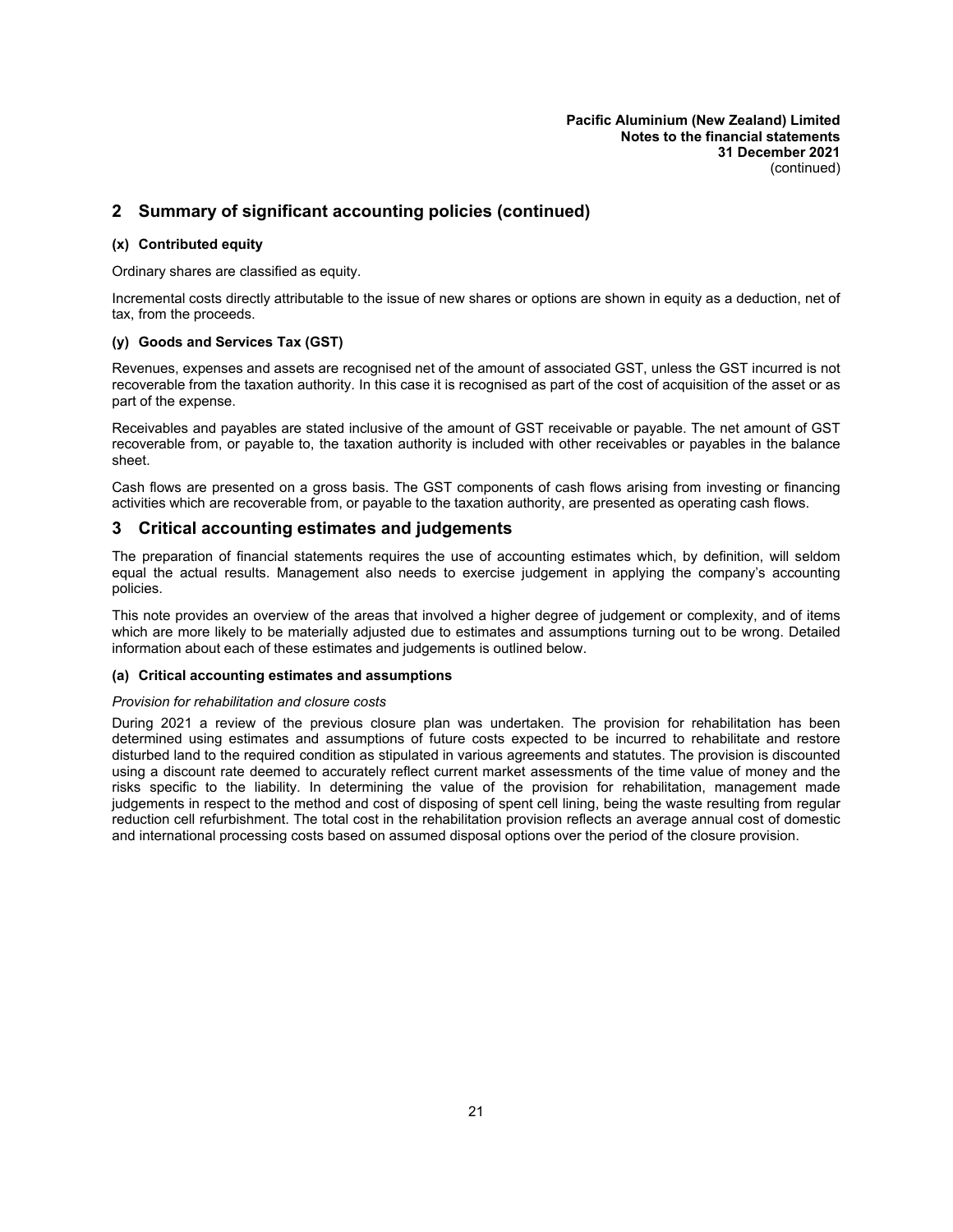## 2 Summary of significant accounting policies (continued)

### (x) Contributed equity

Ordinary shares are classified as equity.

Incremental costs directly attributable to the issue of new shares or options are shown in equity as a deduction, net of tax, from the proceeds.

### (y) Goods and Services Tax (GST)

Revenues, expenses and assets are recognised net of the amount of associated GST, unless the GST incurred is not recoverable from the taxation authority. In this case it is recognised as part of the cost of acquisition of the asset or as part of the expense.

Receivables and payables are stated inclusive of the amount of GST receivable or payable. The net amount of GST recoverable from, or payable to, the taxation authority is included with other receivables or payables in the balance sheet.

Cash flows are presented on a gross basis. The GST components of cash flows arising from investing or financing activities which are recoverable from, or payable to the taxation authority, are presented as operating cash flows.

## 3 Critical accounting estimates and judgements

The preparation of financial statements requires the use of accounting estimates which, by definition, will seldom equal the actual results. Management also needs to exercise judgement in applying the company's accounting policies.

This note provides an overview of the areas that involved a higher degree of judgement or complexity, and of items which are more likely to be materially adjusted due to estimates and assumptions turning out to be wrong. Detailed information about each of these estimates and judgements is outlined below.

### (a) Critical accounting estimates and assumptions

*Provision for rehabilitation and closure costs*

During 2021 a review of the previous closure plan was undertaken. The provision for rehabilitation has been determined using estimates and assumptions of future costs expected to be incurred to rehabilitate and restore disturbed land to the required condition as stipulated in various agreements and statutes. The provision is discounted using a discount rate deemed to accurately reflect current market assessments of the time value of money and the risks specific to the liability. In determining the value of the provision for rehabilitation, management made judgements in respect to the method and cost of disposing of spent cell lining, being the waste resulting from regular reduction cell refurbishment. The total cost in the rehabilitation provision reflects an average annual cost of domestic and international processing costs based on assumed disposal options over the period of the closure provision.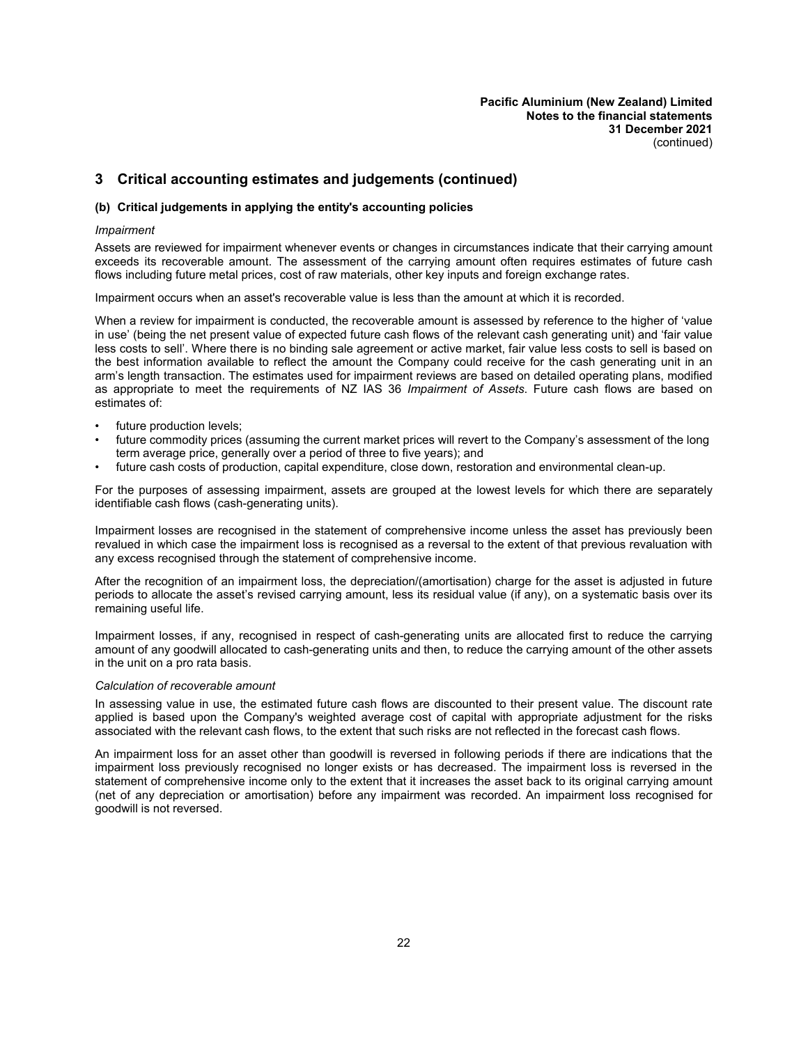## 3 Critical accounting estimates and judgements (continued)

### (b) Critical judgements in applying the entity's accounting policies

*Impairment*

Assets are reviewed for impairment whenever events or changes in circumstances indicate that their carrying amount exceeds its recoverable amount. The assessment of the carrying amount often requires estimates of future cash flows including future metal prices, cost of raw materials, other key inputs and foreign exchange rates.

Impairment occurs when an asset's recoverable value is less than the amount at which it is recorded.

When a review for impairment is conducted, the recoverable amount is assessed by reference to the higher of 'value in use' (being the net present value of expected future cash flows of the relevant cash generating unit) and 'fair value less costs to sell'. Where there is no binding sale agreement or active market, fair value less costs to sell is based on the best information available to reflect the amount the Company could receive for the cash generating unit in an arm's length transaction. The estimates used for impairment reviews are based on detailed operating plans, modified as appropriate to meet the requirements of NZ IAS 36 *Impairment of Assets*. Future cash flows are based on estimates of:

- future production levels;
- future commodity prices (assuming the current market prices will revert to the Company's assessment of the long term average price, generally over a period of three to five years); and
- future cash costs of production, capital expenditure, close down, restoration and environmental clean-up.

For the purposes of assessing impairment, assets are grouped at the lowest levels for which there are separately identifiable cash flows (cash-generating units).

Impairment losses are recognised in the statement of comprehensive income unless the asset has previously been revalued in which case the impairment loss is recognised as a reversal to the extent of that previous revaluation with any excess recognised through the statement of comprehensive income.

After the recognition of an impairment loss, the depreciation/(amortisation) charge for the asset is adjusted in future periods to allocate the asset's revised carrying amount, less its residual value (if any), on a systematic basis over its remaining useful life.

Impairment losses, if any, recognised in respect of cash-generating units are allocated first to reduce the carrying amount of any goodwill allocated to cash-generating units and then, to reduce the carrying amount of the other assets in the unit on a pro rata basis.

*Calculation of recoverable amount*

In assessing value in use, the estimated future cash flows are discounted to their present value. The discount rate applied is based upon the Company's weighted average cost of capital with appropriate adjustment for the risks associated with the relevant cash flows, to the extent that such risks are not reflected in the forecast cash flows.

An impairment loss for an asset other than goodwill is reversed in following periods if there are indications that the impairment loss previously recognised no longer exists or has decreased. The impairment loss is reversed in the statement of comprehensive income only to the extent that it increases the asset back to its original carrying amount (net of any depreciation or amortisation) before any impairment was recorded. An impairment loss recognised for goodwill is not reversed.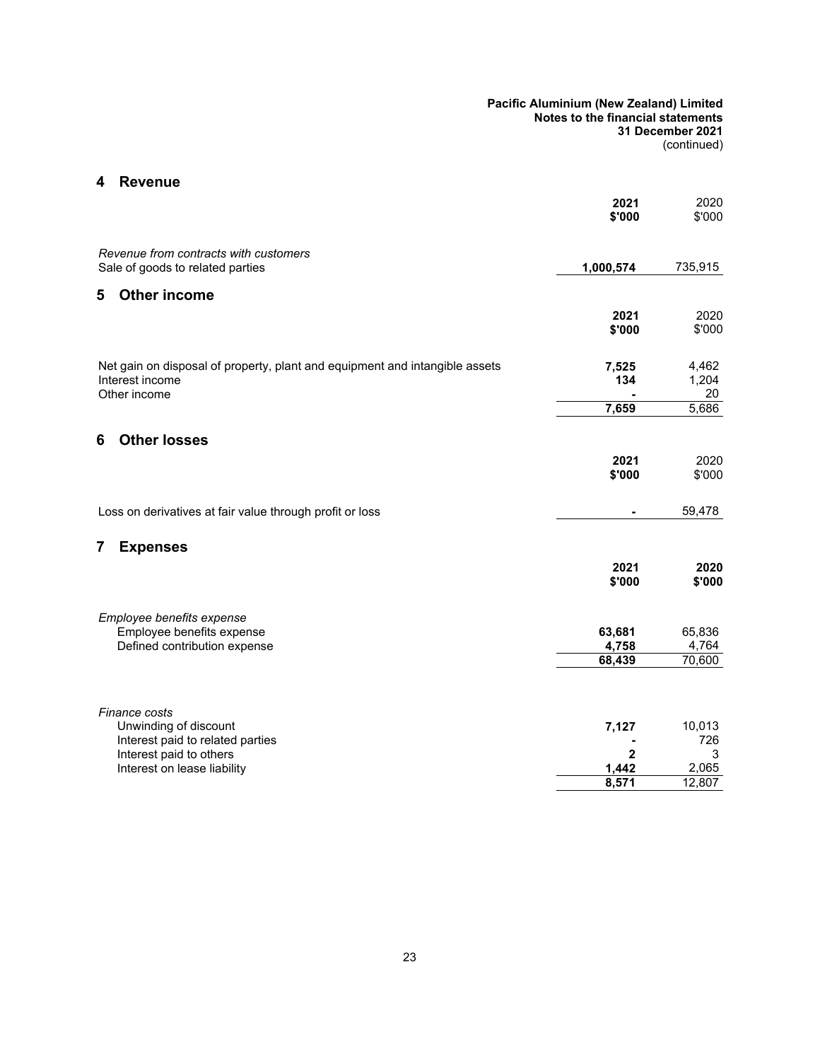## 4 Revenue

| | 2021 $'000 | 2020 $'000 |
|---|---|---|
| *Revenue from contracts with customers* | | |
| Sale of goods to related parties | **1,000,574** | 735,915 |

## 5 Other income

| | 2021 $'000 | 2020 $'000 |
|---|---|---|
| Net gain on disposal of property, plant and equipment and intangible assets | **7,525** | 4,462 |
| Interest income | **134** | 1,204 |
| Other income | **-** | 20 |
| | **7,659** | 5,686 |

## 6 Other losses

| | 2021 $'000 | 2020 $'000 |
|---|---|---|
| Loss on derivatives at fair value through profit or loss | **-** | 59,478 |

## 7 Expenses

| | 2021 $'000 | 2020 $'000 |
|---|---|---|
| *Employee benefits expense* | | |
| Employee benefits expense | **63,681** | 65,836 |
| Defined contribution expense | **4,758** | 4,764 |
| | **68,439** | 70,600 |
| | | |
| *Finance costs* | | |
| Unwinding of discount | **7,127** | 10,013 |
| Interest paid to related parties | **-** | 726 |
| Interest paid to others | **2** | 3 |
| Interest on lease liability | **1,442** | 2,065 |
| | **8,571** | 12,807 |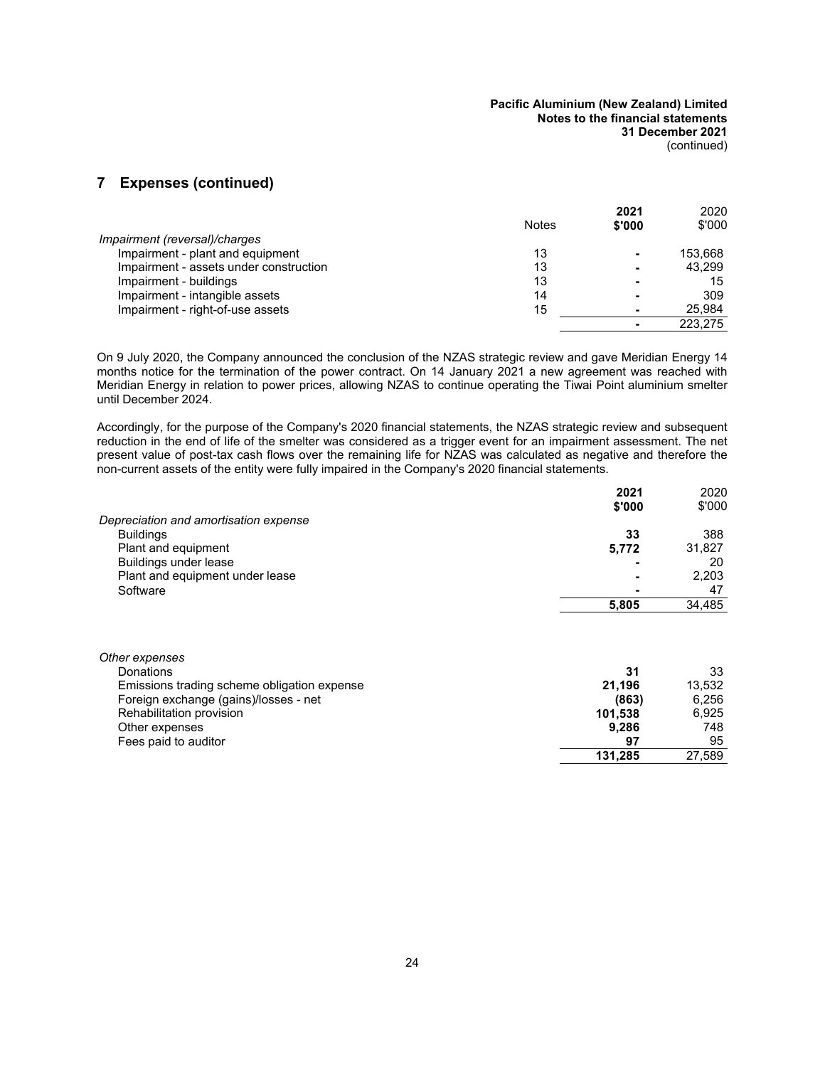## 7 Expenses (continued)

| | Notes | 2021 $'000 | 2020 $'000 |
|---|---|---|---|
| *Impairment (reversal)/charges* | | | |
| Impairment - plant and equipment | 13 | - | 153,668 |
| Impairment - assets under construction | 13 | - | 43,299 |
| Impairment - buildings | 13 | - | 15 |
| Impairment - intangible assets | 14 | - | 309 |
| Impairment - right-of-use assets | 15 | - | 25,984 |
| | | - | 223,275 |

On 9 July 2020, the Company announced the conclusion of the NZAS strategic review and gave Meridian Energy 14 months notice for the termination of the power contract. On 14 January 2021 a new agreement was reached with Meridian Energy in relation to power prices, allowing NZAS to continue operating the Tiwai Point aluminium smelter until December 2024.

Accordingly, for the purpose of the Company's 2020 financial statements, the NZAS strategic review and subsequent reduction in the end of life of the smelter was considered as a trigger event for an impairment assessment. The net present value of post-tax cash flows over the remaining life for NZAS was calculated as negative and therefore the non-current assets of the entity were fully impaired in the Company's 2020 financial statements.

| | 2021 $'000 | 2020 $'000 |
|---|---|---|
| *Depreciation and amortisation expense* | | |
| Buildings | 33 | 388 |
| Plant and equipment | 5,772 | 31,827 |
| Buildings under lease | - | 20 |
| Plant and equipment under lease | - | 2,203 |
| Software | - | 47 |
| | 5,805 | 34,485 |

| | 2021 $'000 | 2020 $'000 |
|---|---|---|
| *Other expenses* | | |
| Donations | 31 | 33 |
| Emissions trading scheme obligation expense | 21,196 | 13,532 |
| Foreign exchange (gains)/losses - net | (863) | 6,256 |
| Rehabilitation provision | 101,538 | 6,925 |
| Other expenses | 9,286 | 748 |
| Fees paid to auditor | 97 | 95 |
| | 131,285 | 27,589 |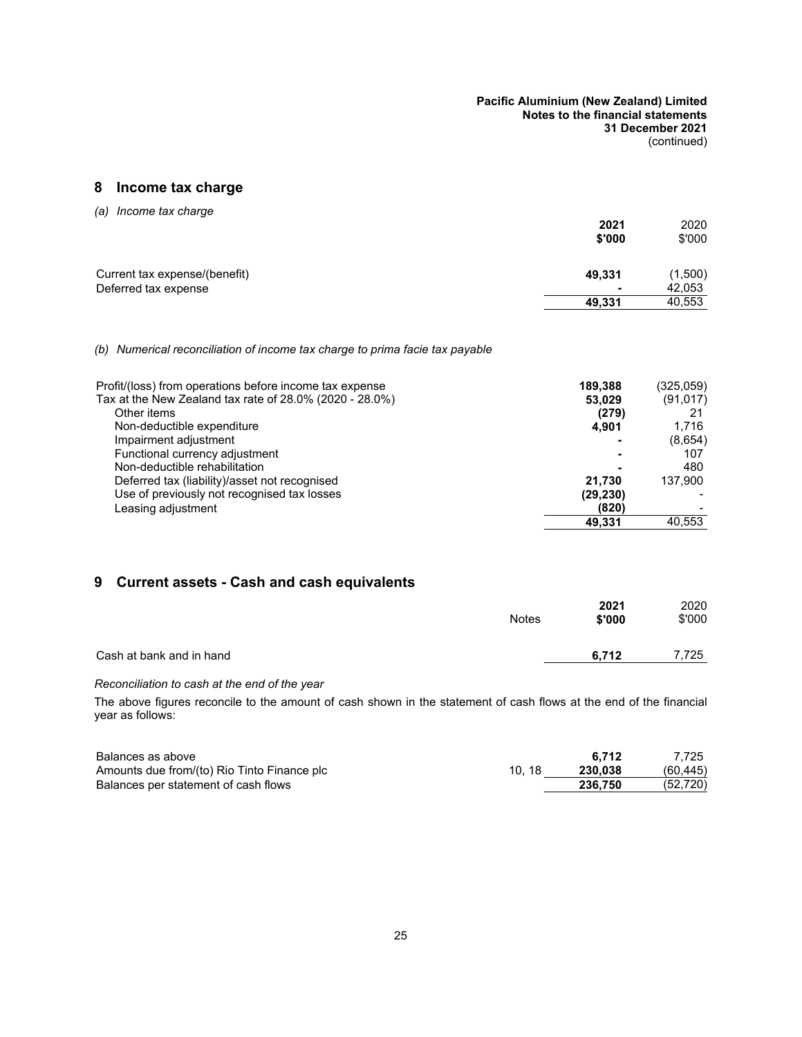## 8 Income tax charge

*(a) Income tax charge*

| | 2021<br>$'000 | 2020<br>$'000 |
|---|---|---|
| Current tax expense/(benefit) | **49,331** | (1,500) |
| Deferred tax expense | **-** | 42,053 |
| | **49,331** | 40,553 |

*(b) Numerical reconciliation of income tax charge to prima facie tax payable*

| | 2021 | 2020 |
|---|---|---|
| Profit/(loss) from operations before income tax expense | **189,388** | (325,059) |
| Tax at the New Zealand tax rate of 28.0% (2020 - 28.0%) | **53,029** | (91,017) |
| Other items | **(279)** | 21 |
| Non-deductible expenditure | **4,901** | 1,716 |
| Impairment adjustment | **-** | (8,654) |
| Functional currency adjustment | **-** | 107 |
| Non-deductible rehabilitation | **-** | 480 |
| Deferred tax (liability)/asset not recognised | **21,730** | 137,900 |
| Use of previously not recognised tax losses | **(29,230)** | - |
| Leasing adjustment | **(820)** | - |
| | **49,331** | 40,553 |

## 9 Current assets - Cash and cash equivalents

| | Notes | 2021<br>$'000 | 2020<br>$'000 |
|---|---|---|---|
| Cash at bank and in hand | | **6,712** | 7,725 |

*Reconciliation to cash at the end of the year*

The above figures reconcile to the amount of cash shown in the statement of cash flows at the end of the financial year as follows:

| | Notes | 2021 | 2020 |
|---|---|---|---|
| Balances as above | | **6,712** | 7,725 |
| Amounts due from/(to) Rio Tinto Finance plc | 10, 18 | **230,038** | (60,445) |
| Balances per statement of cash flows | | **236,750** | (52,720) |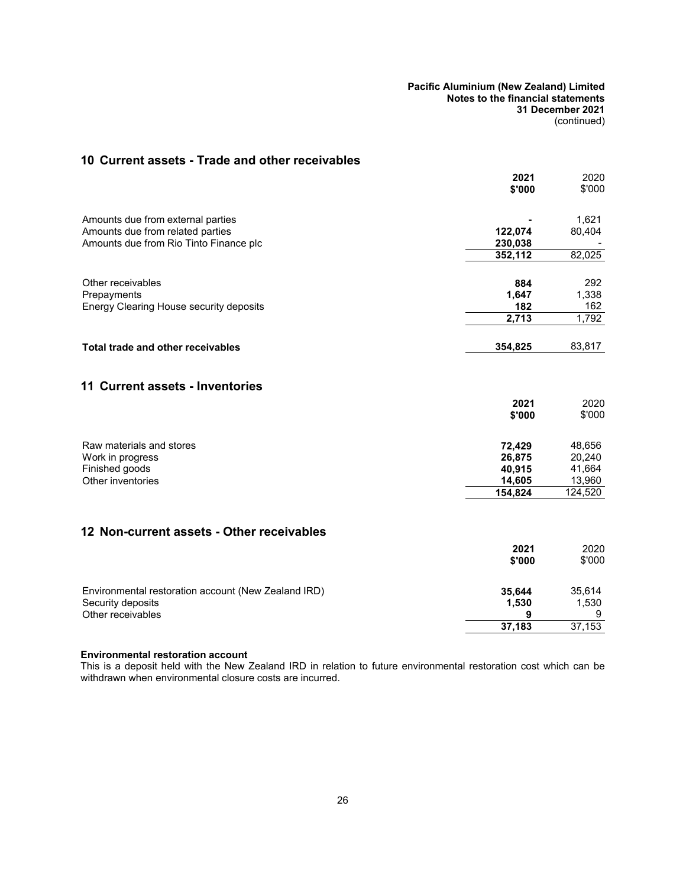## 10 Current assets - Trade and other receivables

| | 2021 $'000 | 2020 $'000 |
|---|---|---|
| Amounts due from external parties | - | 1,621 |
| Amounts due from related parties | 122,074 | 80,404 |
| Amounts due from Rio Tinto Finance plc | 230,038 | - |
| | 352,112 | 82,025 |
| | | |
| Other receivables | 884 | 292 |
| Prepayments | 1,647 | 1,338 |
| Energy Clearing House security deposits | 182 | 162 |
| | 2,713 | 1,792 |
| | | |
| **Total trade and other receivables** | 354,825 | 83,817 |

## 11 Current assets - Inventories

| | 2021 $'000 | 2020 $'000 |
|---|---|---|
| Raw materials and stores | 72,429 | 48,656 |
| Work in progress | 26,875 | 20,240 |
| Finished goods | 40,915 | 41,664 |
| Other inventories | 14,605 | 13,960 |
| | 154,824 | 124,520 |

## 12 Non-current assets - Other receivables

| | 2021 $'000 | 2020 $'000 |
|---|---|---|
| Environmental restoration account (New Zealand IRD) | 35,644 | 35,614 |
| Security deposits | 1,530 | 1,530 |
| Other receivables | 9 | 9 |
| | 37,183 | 37,153 |

**Environmental restoration account**

This is a deposit held with the New Zealand IRD in relation to future environmental restoration cost which can be withdrawn when environmental closure costs are incurred.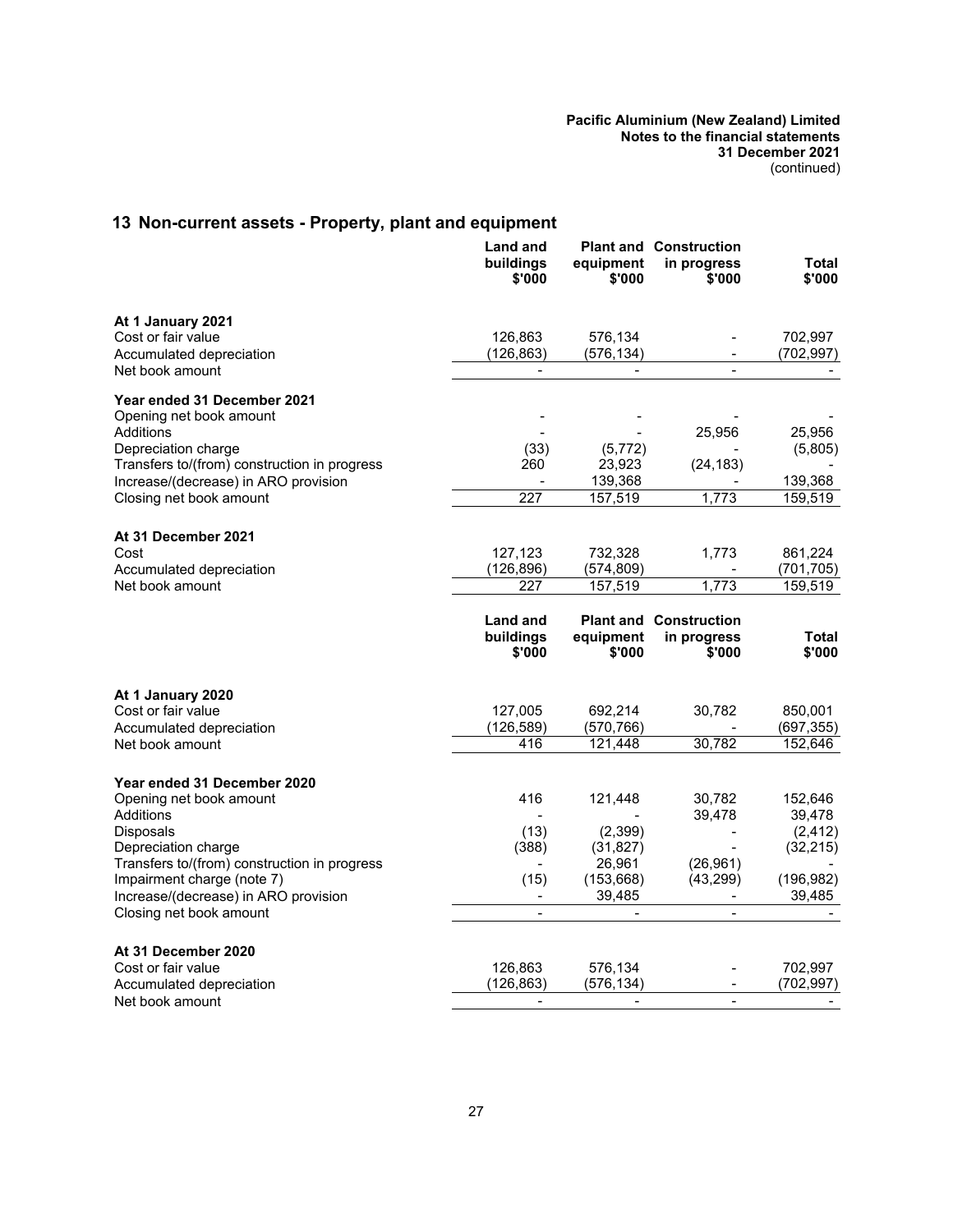## 13 Non-current assets - Property, plant and equipment

| | Land and buildings $'000 | Plant and equipment $'000 | Construction in progress $'000 | Total $'000 |
|---|---|---|---|---|
| **At 1 January 2021** | | | | |
| Cost or fair value | 126,863 | 576,134 | - | 702,997 |
| Accumulated depreciation | (126,863) | (576,134) | - | (702,997) |
| Net book amount | - | - | - | - |
| **Year ended 31 December 2021** | | | | |
| Opening net book amount | - | - | - | - |
| Additions | - | - | 25,956 | 25,956 |
| Depreciation charge | (33) | (5,772) | - | (5,805) |
| Transfers to/(from) construction in progress | 260 | 23,923 | (24,183) | - |
| Increase/(decrease) in ARO provision | - | 139,368 | - | 139,368 |
| Closing net book amount | 227 | 157,519 | 1,773 | 159,519 |
| **At 31 December 2021** | | | | |
| Cost | 127,123 | 732,328 | 1,773 | 861,224 |
| Accumulated depreciation | (126,896) | (574,809) | - | (701,705) |
| Net book amount | 227 | 157,519 | 1,773 | 159,519 |

| | Land and buildings $'000 | Plant and equipment $'000 | Construction in progress $'000 | Total $'000 |
|---|---|---|---|---|
| **At 1 January 2020** | | | | |
| Cost or fair value | 127,005 | 692,214 | 30,782 | 850,001 |
| Accumulated depreciation | (126,589) | (570,766) | - | (697,355) |
| Net book amount | 416 | 121,448 | 30,782 | 152,646 |
| **Year ended 31 December 2020** | | | | |
| Opening net book amount | 416 | 121,448 | 30,782 | 152,646 |
| Additions | - | - | 39,478 | 39,478 |
| Disposals | (13) | (2,399) | - | (2,412) |
| Depreciation charge | (388) | (31,827) | - | (32,215) |
| Transfers to/(from) construction in progress | - | 26,961 | (26,961) | - |
| Impairment charge (note 7) | (15) | (153,668) | (43,299) | (196,982) |
| Increase/(decrease) in ARO provision | - | 39,485 | - | 39,485 |
| Closing net book amount | - | - | - | - |
| **At 31 December 2020** | | | | |
| Cost or fair value | 126,863 | 576,134 | - | 702,997 |
| Accumulated depreciation | (126,863) | (576,134) | - | (702,997) |
| Net book amount | - | - | - | - |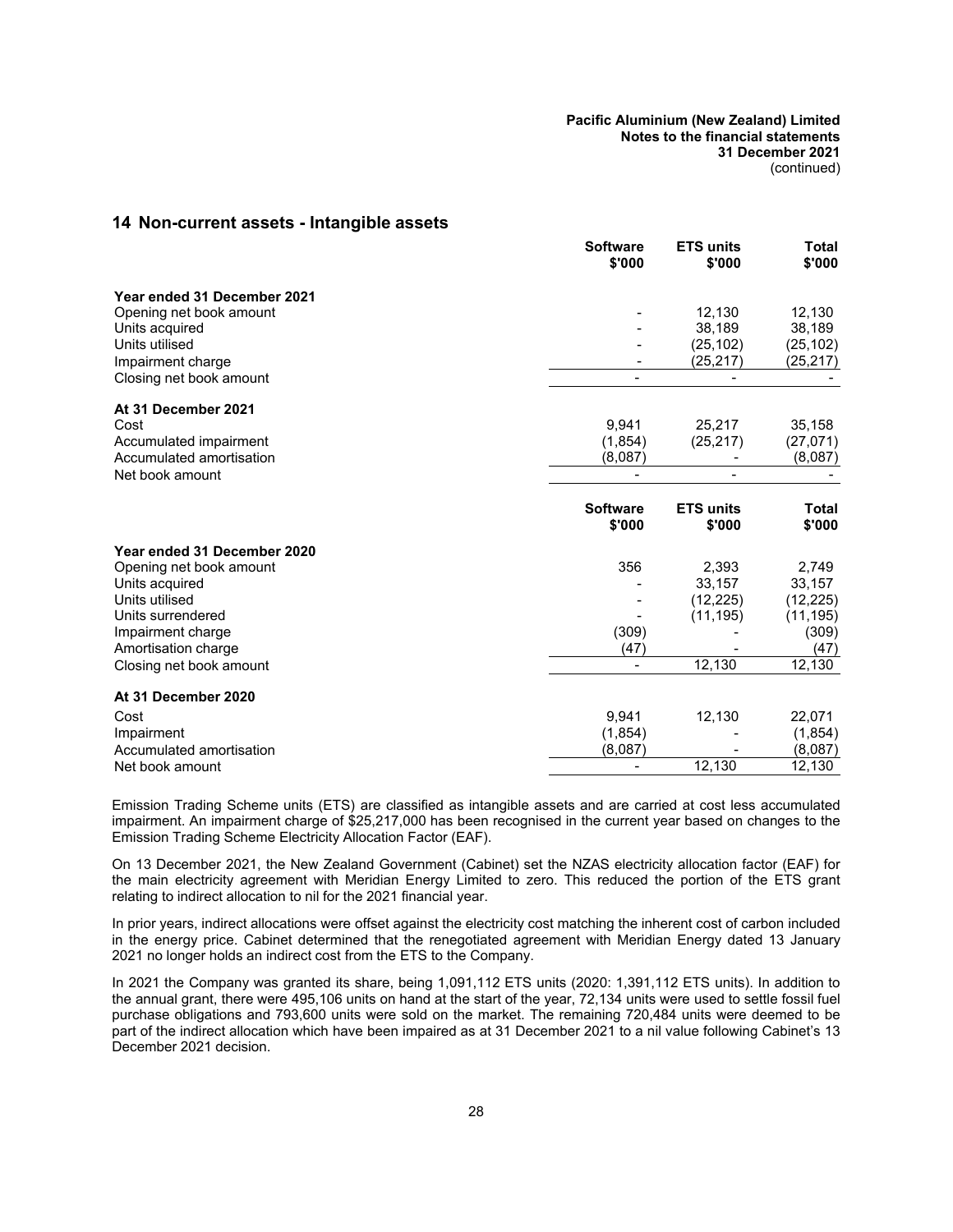## 14 Non-current assets - Intangible assets

| | Software $'000 | ETS units $'000 | Total $'000 |
|---|---|---|---|
| **Year ended 31 December 2021** | | | |
| Opening net book amount | - | 12,130 | 12,130 |
| Units acquired | - | 38,189 | 38,189 |
| Units utilised | - | (25,102) | (25,102) |
| Impairment charge | - | (25,217) | (25,217) |
| Closing net book amount | - | - | - |
| **At 31 December 2021** | | | |
| Cost | 9,941 | 25,217 | 35,158 |
| Accumulated impairment | (1,854) | (25,217) | (27,071) |
| Accumulated amortisation | (8,087) | - | (8,087) |
| Net book amount | - | - | - |

| | Software $'000 | ETS units $'000 | Total $'000 |
|---|---|---|---|
| **Year ended 31 December 2020** | | | |
| Opening net book amount | 356 | 2,393 | 2,749 |
| Units acquired | - | 33,157 | 33,157 |
| Units utilised | - | (12,225) | (12,225) |
| Units surrendered | - | (11,195) | (11,195) |
| Impairment charge | (309) | - | (309) |
| Amortisation charge | (47) | - | (47) |
| Closing net book amount | - | 12,130 | 12,130 |
| **At 31 December 2020** | | | |
| Cost | 9,941 | 12,130 | 22,071 |
| Impairment | (1,854) | - | (1,854) |
| Accumulated amortisation | (8,087) | - | (8,087) |
| Net book amount | - | 12,130 | 12,130 |

Emission Trading Scheme units (ETS) are classified as intangible assets and are carried at cost less accumulated impairment. An impairment charge of $25,217,000 has been recognised in the current year based on changes to the Emission Trading Scheme Electricity Allocation Factor (EAF).

On 13 December 2021, the New Zealand Government (Cabinet) set the NZAS electricity allocation factor (EAF) for the main electricity agreement with Meridian Energy Limited to zero. This reduced the portion of the ETS grant relating to indirect allocation to nil for the 2021 financial year.

In prior years, indirect allocations were offset against the electricity cost matching the inherent cost of carbon included in the energy price. Cabinet determined that the renegotiated agreement with Meridian Energy dated 13 January 2021 no longer holds an indirect cost from the ETS to the Company.

In 2021 the Company was granted its share, being 1,091,112 ETS units (2020: 1,391,112 ETS units). In addition to the annual grant, there were 495,106 units on hand at the start of the year, 72,134 units were used to settle fossil fuel purchase obligations and 793,600 units were sold on the market. The remaining 720,484 units were deemed to be part of the indirect allocation which have been impaired as at 31 December 2021 to a nil value following Cabinet's 13 December 2021 decision.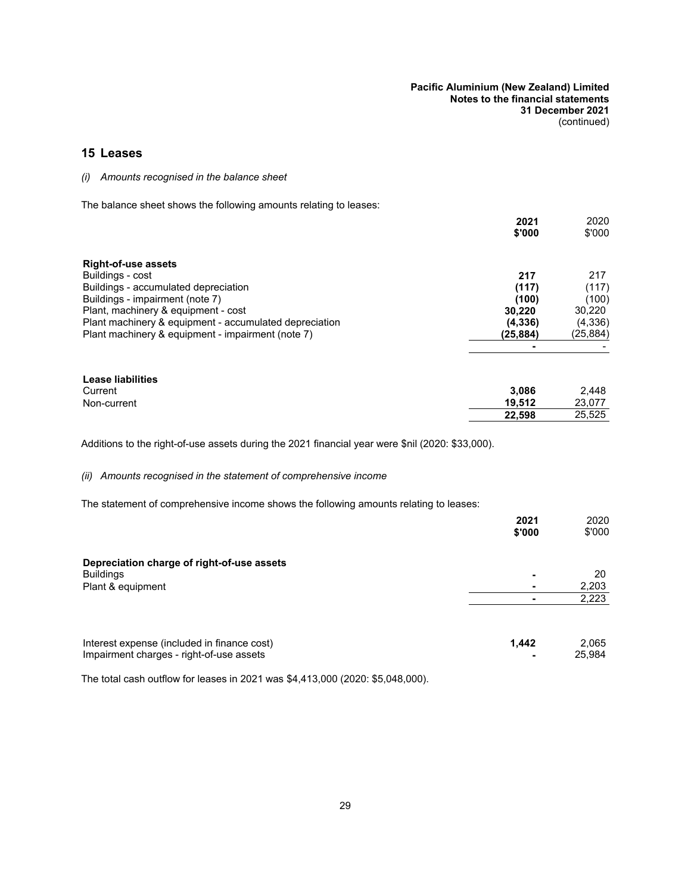## 15 Leases

*(i) Amounts recognised in the balance sheet*

The balance sheet shows the following amounts relating to leases:

| | 2021 $'000 | 2020 $'000 |
|---|---|---|
| **Right-of-use assets** | | |
| Buildings - cost | **217** | 217 |
| Buildings - accumulated depreciation | **(117)** | (117) |
| Buildings - impairment (note 7) | **(100)** | (100) |
| Plant, machinery & equipment - cost | **30,220** | 30,220 |
| Plant machinery & equipment - accumulated depreciation | **(4,336)** | (4,336) |
| Plant machinery & equipment - impairment (note 7) | **(25,884)** | (25,884) |
| | **-** | - |

| | 2021 $'000 | 2020 $'000 |
|---|---|---|
| **Lease liabilities** | | |
| Current | **3,086** | 2,448 |
| Non-current | **19,512** | 23,077 |
| | **22,598** | 25,525 |

Additions to the right-of-use assets during the 2021 financial year were $nil (2020: $33,000).

*(ii) Amounts recognised in the statement of comprehensive income*

The statement of comprehensive income shows the following amounts relating to leases:

| | 2021 $'000 | 2020 $'000 |
|---|---|---|
| **Depreciation charge of right-of-use assets** | | |
| Buildings | **-** | 20 |
| Plant & equipment | **-** | 2,203 |
| | **-** | 2,223 |
| | | |
| Interest expense (included in finance cost) | **1,442** | 2,065 |
| Impairment charges - right-of-use assets | **-** | 25,984 |

The total cash outflow for leases in 2021 was $4,413,000 (2020: $5,048,000).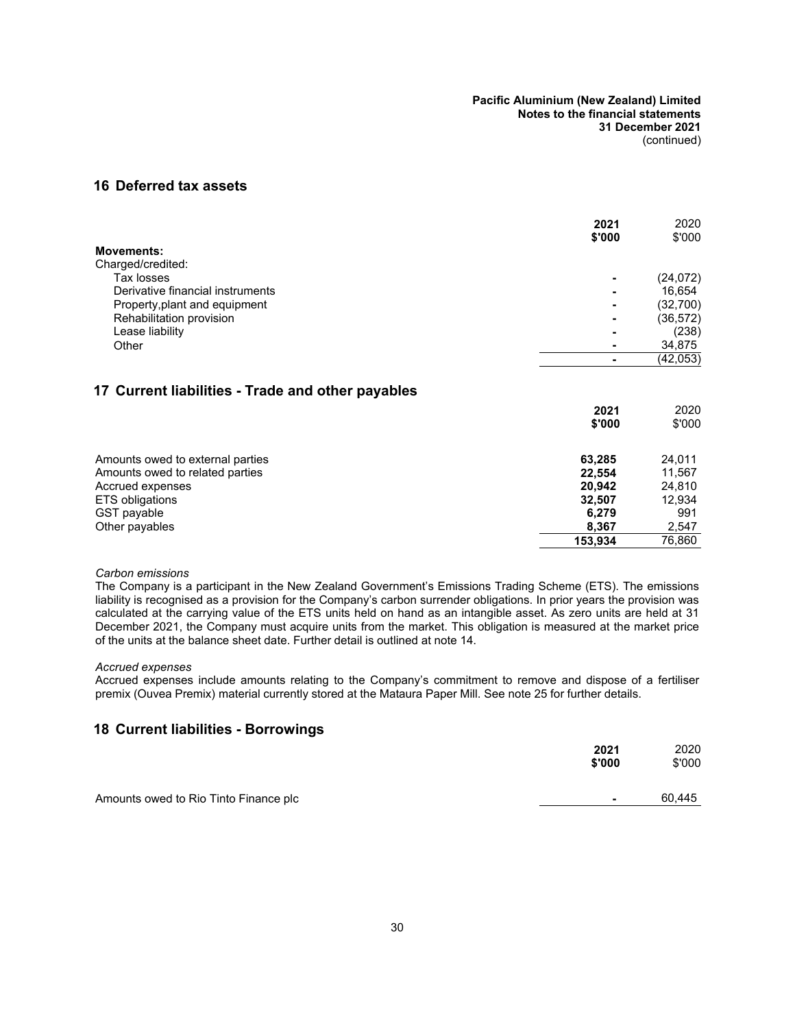## 16 Deferred tax assets

| | 2021 $'000 | 2020 $'000 |
|---|---|---|
| **Movements:** | | |
| Charged/credited: | | |
| Tax losses | - | (24,072) |
| Derivative financial instruments | - | 16,654 |
| Property,plant and equipment | - | (32,700) |
| Rehabilitation provision | - | (36,572) |
| Lease liability | - | (238) |
| Other | - | 34,875 |
| | - | (42,053) |

## 17 Current liabilities - Trade and other payables

| | 2021 $'000 | 2020 $'000 |
|---|---|---|
| Amounts owed to external parties | **63,285** | 24,011 |
| Amounts owed to related parties | **22,554** | 11,567 |
| Accrued expenses | **20,942** | 24,810 |
| ETS obligations | **32,507** | 12,934 |
| GST payable | **6,279** | 991 |
| Other payables | **8,367** | 2,547 |
| | **153,934** | 76,860 |

*Carbon emissions*

The Company is a participant in the New Zealand Government's Emissions Trading Scheme (ETS). The emissions liability is recognised as a provision for the Company's carbon surrender obligations. In prior years the provision was calculated at the carrying value of the ETS units held on hand as an intangible asset. As zero units are held at 31 December 2021, the Company must acquire units from the market. This obligation is measured at the market price of the units at the balance sheet date. Further detail is outlined at note 14.

*Accrued expenses*

Accrued expenses include amounts relating to the Company's commitment to remove and dispose of a fertiliser premix (Ouvea Premix) material currently stored at the Mataura Paper Mill. See note 25 for further details.

## 18 Current liabilities - Borrowings

| | 2021 $'000 | 2020 $'000 |
|---|---|---|
| Amounts owed to Rio Tinto Finance plc | - | 60,445 |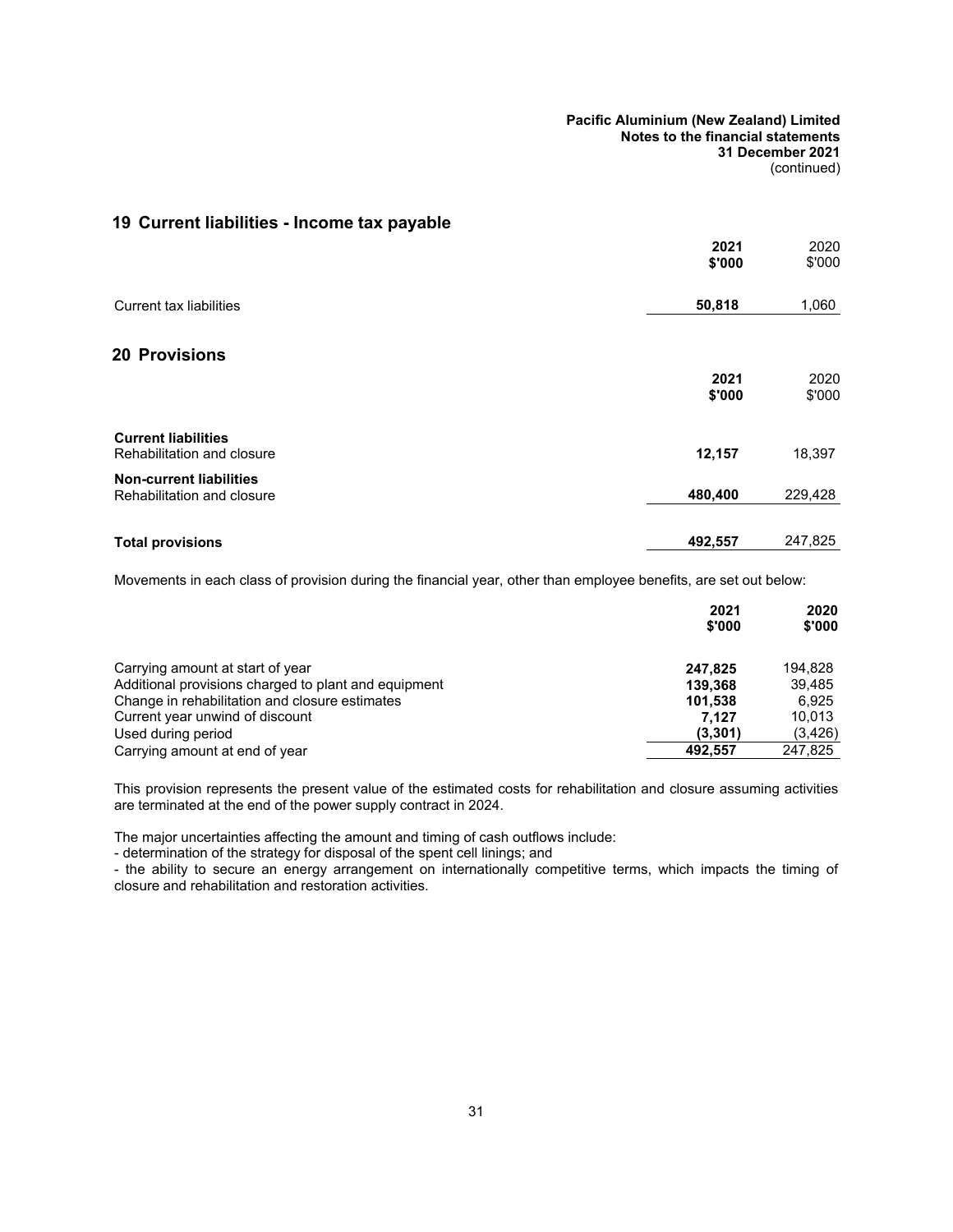## 19 Current liabilities - Income tax payable

| | 2021 $'000 | 2020 $'000 |
|---|---|---|
| Current tax liabilities | **50,818** | 1,060 |

## 20 Provisions

| | 2021 $'000 | 2020 $'000 |
|---|---|---|
| **Current liabilities** | | |
| Rehabilitation and closure | **12,157** | 18,397 |
| **Non-current liabilities** | | |
| Rehabilitation and closure | **480,400** | 229,428 |
| **Total provisions** | **492,557** | 247,825 |

Movements in each class of provision during the financial year, other than employee benefits, are set out below:

| | 2021 $'000 | 2020 $'000 |
|---|---|---|
| Carrying amount at start of year | **247,825** | 194,828 |
| Additional provisions charged to plant and equipment | **139,368** | 39,485 |
| Change in rehabilitation and closure estimates | **101,538** | 6,925 |
| Current year unwind of discount | **7,127** | 10,013 |
| Used during period | **(3,301)** | (3,426) |
| Carrying amount at end of year | **492,557** | 247,825 |

This provision represents the present value of the estimated costs for rehabilitation and closure assuming activities are terminated at the end of the power supply contract in 2024.

The major uncertainties affecting the amount and timing of cash outflows include:

- determination of the strategy for disposal of the spent cell linings; and
- the ability to secure an energy arrangement on internationally competitive terms, which impacts the timing of closure and rehabilitation and restoration activities.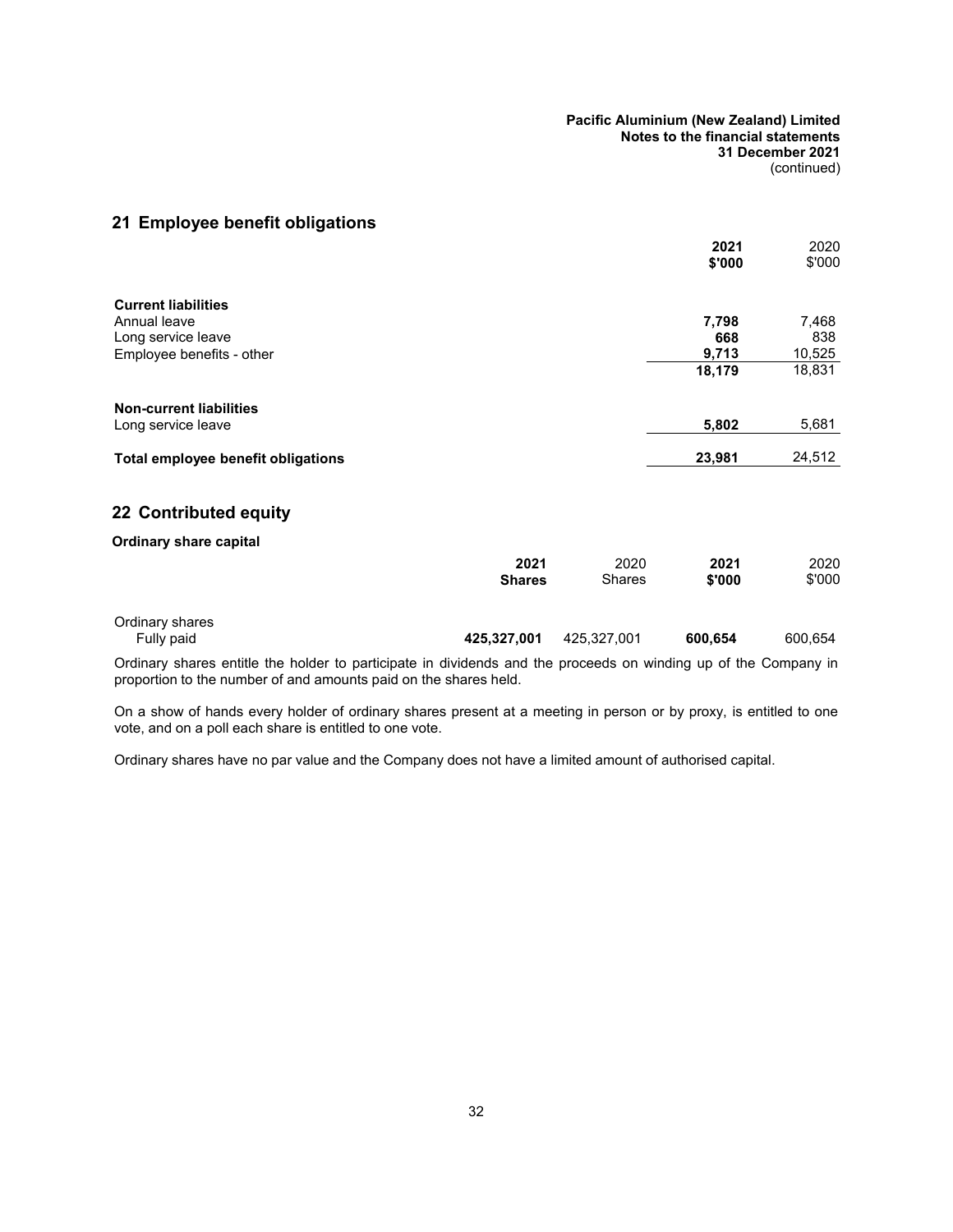## 21 Employee benefit obligations

| | 2021 $'000 | 2020 $'000 |
|---|---|---|
| **Current liabilities** | | |
| Annual leave | **7,798** | 7,468 |
| Long service leave | **668** | 838 |
| Employee benefits - other | **9,713** | 10,525 |
| | **18,179** | 18,831 |
| **Non-current liabilities** | | |
| Long service leave | **5,802** | 5,681 |
| **Total employee benefit obligations** | **23,981** | 24,512 |

## 22 Contributed equity

**Ordinary share capital**

| | 2021 Shares | 2020 Shares | 2021 $'000 | 2020 $'000 |
|---|---|---|---|---|
| Ordinary shares | | | | |
| Fully paid | **425,327,001** | 425,327,001 | **600,654** | 600,654 |

Ordinary shares entitle the holder to participate in dividends and the proceeds on winding up of the Company in proportion to the number of and amounts paid on the shares held.

On a show of hands every holder of ordinary shares present at a meeting in person or by proxy, is entitled to one vote, and on a poll each share is entitled to one vote.

Ordinary shares have no par value and the Company does not have a limited amount of authorised capital.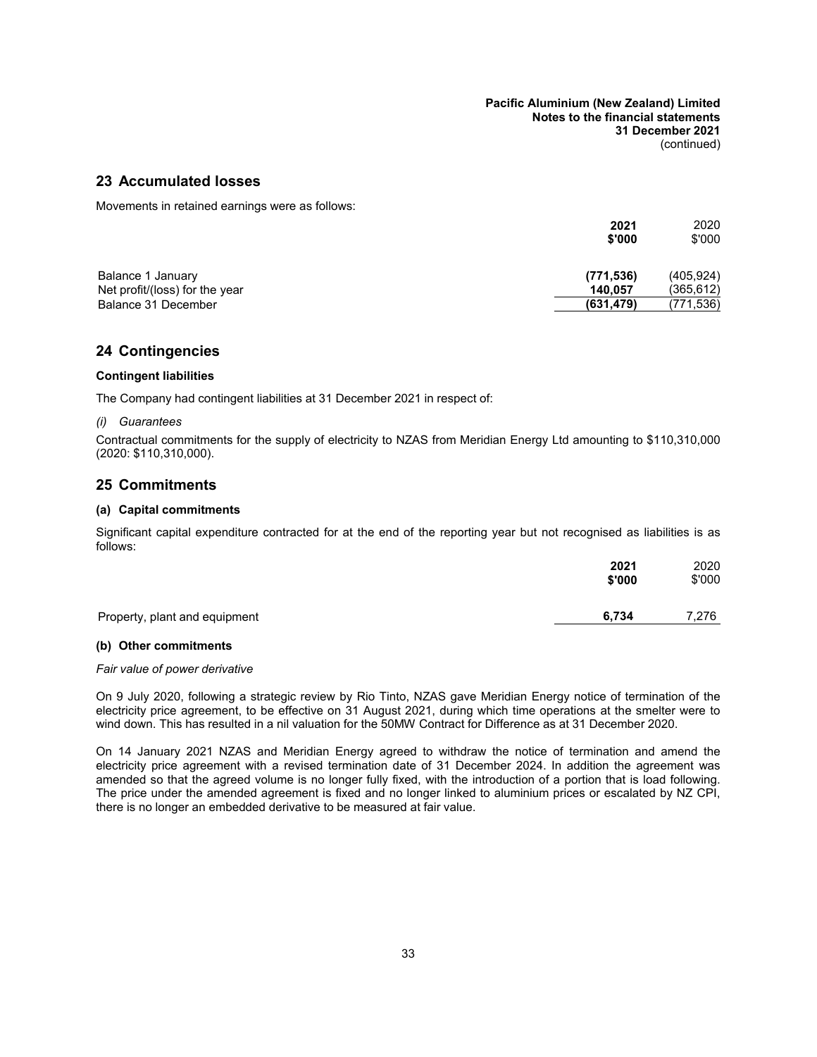## 23 Accumulated losses

Movements in retained earnings were as follows:

| | 2021 $'000 | 2020 $'000 |
|---|---|---|
| Balance 1 January | (771,536) | (405,924) |
| Net profit/(loss) for the year | 140,057 | (365,612) |
| Balance 31 December | (631,479) | (771,536) |

## 24 Contingencies

### Contingent liabilities

The Company had contingent liabilities at 31 December 2021 in respect of:

*(i) Guarantees*

Contractual commitments for the supply of electricity to NZAS from Meridian Energy Ltd amounting to $110,310,000 (2020: $110,310,000).

## 25 Commitments

### (a) Capital commitments

Significant capital expenditure contracted for at the end of the reporting year but not recognised as liabilities is as follows:

| | 2021 $'000 | 2020 $'000 |
|---|---|---|
| Property, plant and equipment | 6,734 | 7,276 |

### (b) Other commitments

*Fair value of power derivative*

On 9 July 2020, following a strategic review by Rio Tinto, NZAS gave Meridian Energy notice of termination of the electricity price agreement, to be effective on 31 August 2021, during which time operations at the smelter were to wind down. This has resulted in a nil valuation for the 50MW Contract for Difference as at 31 December 2020.

On 14 January 2021 NZAS and Meridian Energy agreed to withdraw the notice of termination and amend the electricity price agreement with a revised termination date of 31 December 2024. In addition the agreement was amended so that the agreed volume is no longer fully fixed, with the introduction of a portion that is load following. The price under the amended agreement is fixed and no longer linked to aluminium prices or escalated by NZ CPI, there is no longer an embedded derivative to be measured at fair value.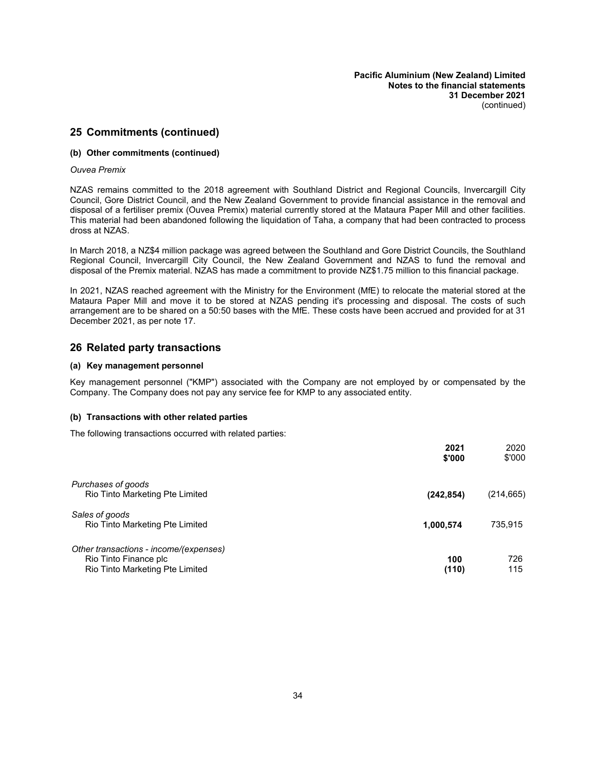## 25 Commitments (continued)

### (b) Other commitments (continued)

*Ouvea Premix*

NZAS remains committed to the 2018 agreement with Southland District and Regional Councils, Invercargill City Council, Gore District Council, and the New Zealand Government to provide financial assistance in the removal and disposal of a fertiliser premix (Ouvea Premix) material currently stored at the Mataura Paper Mill and other facilities. This material had been abandoned following the liquidation of Taha, a company that had been contracted to process dross at NZAS.

In March 2018, a NZ$4 million package was agreed between the Southland and Gore District Councils, the Southland Regional Council, Invercargill City Council, the New Zealand Government and NZAS to fund the removal and disposal of the Premix material. NZAS has made a commitment to provide NZ$1.75 million to this financial package.

In 2021, NZAS reached agreement with the Ministry for the Environment (MfE) to relocate the material stored at the Mataura Paper Mill and move it to be stored at NZAS pending it's processing and disposal. The costs of such arrangement are to be shared on a 50:50 bases with the MfE. These costs have been accrued and provided for at 31 December 2021, as per note 17.

## 26 Related party transactions

### (a) Key management personnel

Key management personnel ("KMP") associated with the Company are not employed by or compensated by the Company. The Company does not pay any service fee for KMP to any associated entity.

### (b) Transactions with other related parties

The following transactions occurred with related parties:

| | **2021 $'000** | 2020 $'000 |
|---|---|---|
| *Purchases of goods* | | |
| Rio Tinto Marketing Pte Limited | **(242,854)** | (214,665) |
| *Sales of goods* | | |
| Rio Tinto Marketing Pte Limited | **1,000,574** | 735,915 |
| *Other transactions - income/(expenses)* | | |
| Rio Tinto Finance plc | **100** | 726 |
| Rio Tinto Marketing Pte Limited | **(110)** | 115 |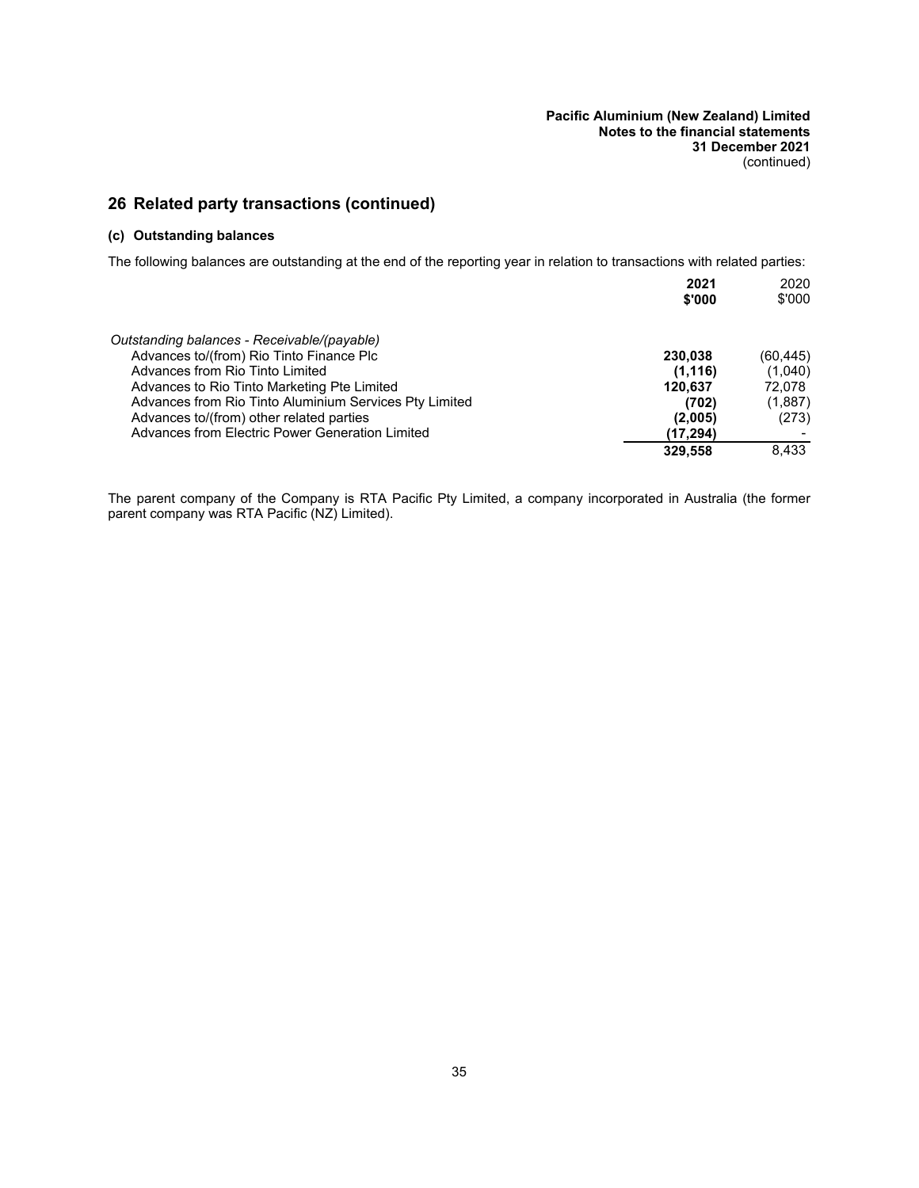## 26 Related party transactions (continued)

### (c) Outstanding balances

The following balances are outstanding at the end of the reporting year in relation to transactions with related parties:

| | **2021 \$'000** | 2020 \$'000 |
|---|---|---|
| *Outstanding balances - Receivable/(payable)* | | |
| Advances to/(from) Rio Tinto Finance Plc | **230,038** | (60,445) |
| Advances from Rio Tinto Limited | **(1,116)** | (1,040) |
| Advances to Rio Tinto Marketing Pte Limited | **120,637** | 72,078 |
| Advances from Rio Tinto Aluminium Services Pty Limited | **(702)** | (1,887) |
| Advances to/(from) other related parties | **(2,005)** | (273) |
| Advances from Electric Power Generation Limited | **(17,294)** | - |
| | **329,558** | 8,433 |

The parent company of the Company is RTA Pacific Pty Limited, a company incorporated in Australia (the former parent company was RTA Pacific (NZ) Limited).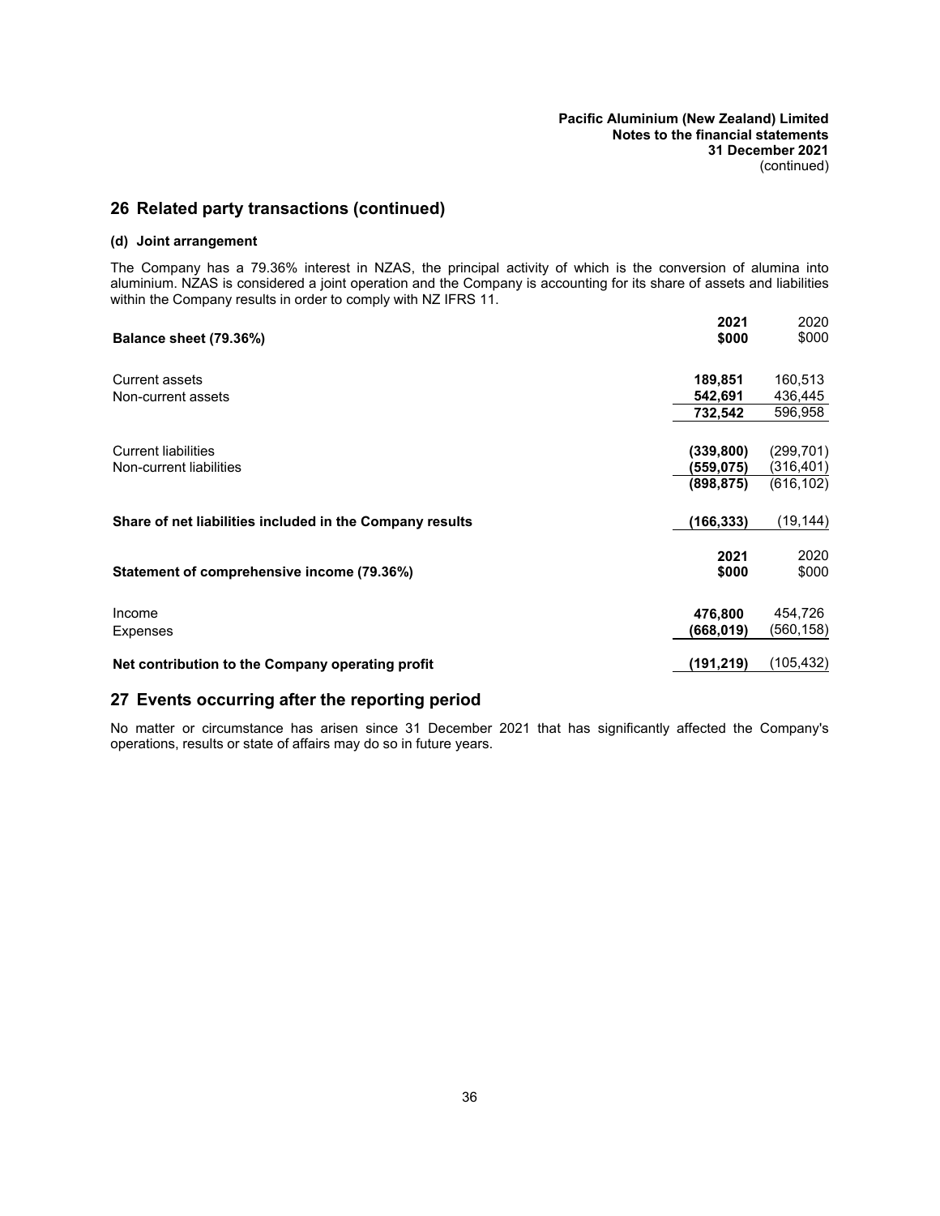## 26 Related party transactions (continued)

### (d) Joint arrangement

The Company has a 79.36% interest in NZAS, the principal activity of which is the conversion of alumina into aluminium. NZAS is considered a joint operation and the Company is accounting for its share of assets and liabilities within the Company results in order to comply with NZ IFRS 11.

| Balance sheet (79.36%) | 2021 $000 | 2020 $000 |
|---|---|---|
| Current assets | **189,851** | 160,513 |
| Non-current assets | **542,691** | 436,445 |
| | **732,542** | 596,958 |
| Current liabilities | **(339,800)** | (299,701) |
| Non-current liabilities | **(559,075)** | (316,401) |
| | **(898,875)** | (616,102) |
| **Share of net liabilities included in the Company results** | **(166,333)** | (19,144) |

| Statement of comprehensive income (79.36%) | 2021 $000 | 2020 $000 |
|---|---|---|
| Income | **476,800** | 454,726 |
| Expenses | **(668,019)** | (560,158) |
| **Net contribution to the Company operating profit** | **(191,219)** | (105,432) |

## 27 Events occurring after the reporting period

No matter or circumstance has arisen since 31 December 2021 that has significantly affected the Company's operations, results or state of affairs may do so in future years.